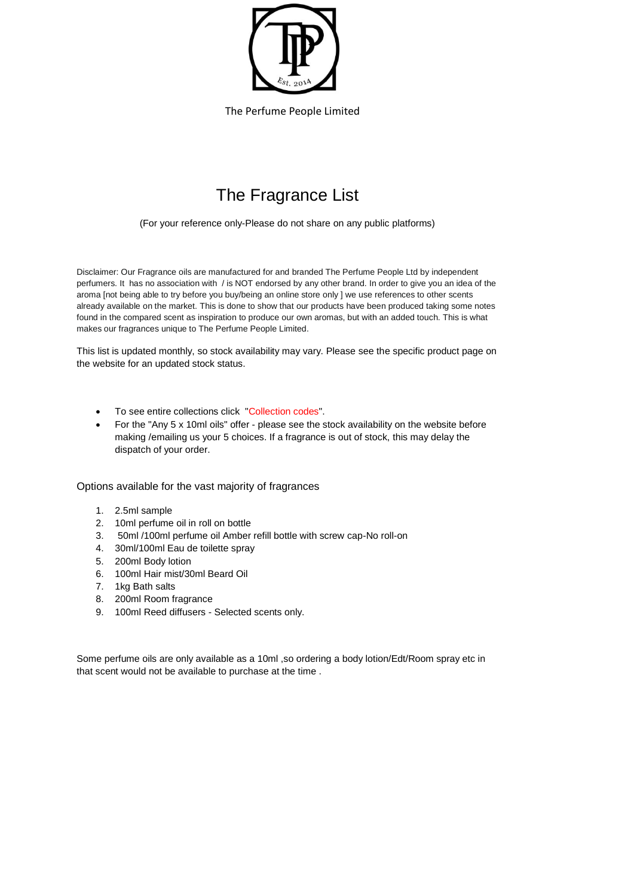The Perfume People Limited

# The Fragrance List

(For your reference only-Please do not share on any public platforms)

Disclaimer: Our Fragrance oils are manufactured for and branded The Perfume People Ltd by independent perfumers. It has no association with / is NOT endorsed by any other brand. In order to give you an idea of the aroma [not being able to try before you buy/being an online store only ] we use references to other scents already available on the market. This is done to show that our products have been produced taking some notes found in the compared scent as inspiration to produce our own aromas, but with an added touch. This is what makes our fragrances unique to The Perfume People Limited.

This list is updated monthly, so stock availability may vary. Please see the specific product page on the website for an updated stock status.

- To see entire collections click "Collection codes".
- For the "Any 5 x 10ml oils" offer - please see the stock availability on the website before making /emailing us your 5 choices. If a fragrance is out of stock, this may delay the dispatch of your order.

Options available for the vast majority of fragrances

1. 2.5ml sample
2. 10ml perfume oil in roll on bottle
3. 50ml /100ml perfume oil Amber refill bottle with screw cap-No roll-on
4. 30ml/100ml Eau de toilette spray
5. 200ml Body lotion
6. 100ml Hair mist/30ml Beard Oil
7. 1kg Bath salts
8. 200ml Room fragrance
9. 100ml Reed diffusers - Selected scents only.

Some perfume oils are only available as a 10ml ,so ordering a body lotion/Edt/Room spray etc in that scent would not be available to purchase at the time .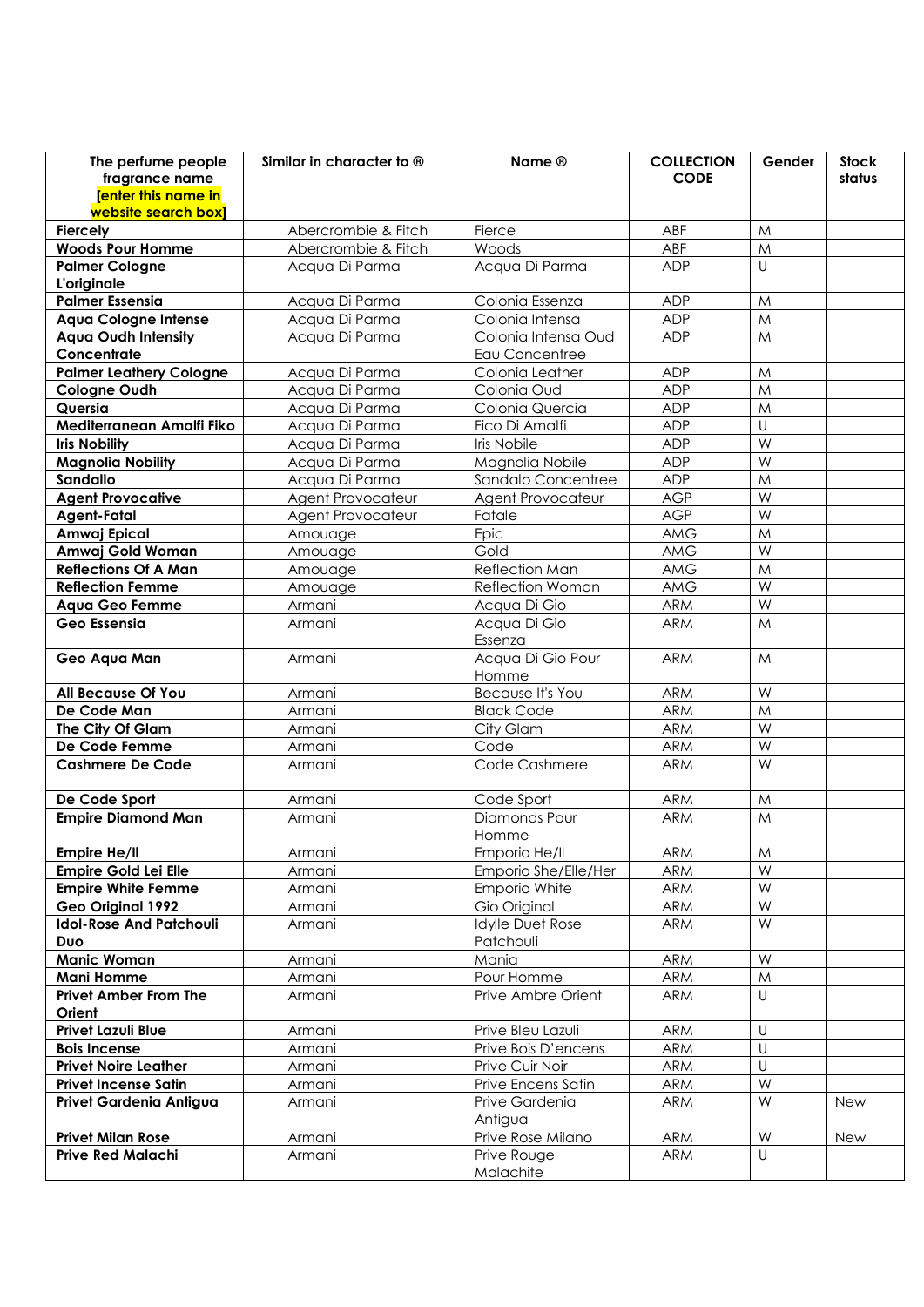| The perfume people fragrance name **[enter this name in website search box]** | Similar in character to ® | Name ® | COLLECTION CODE | Gender | Stock status |
|---|---|---|---|---|---|
| **Fiercely** | Abercrombie & Fitch | Fierce | ABF | M | |
| **Woods Pour Homme** | Abercrombie & Fitch | Woods | ABF | M | |
| **Palmer Cologne L'originale** | Acqua Di Parma | Acqua Di Parma | ADP | U | |
| **Palmer Essensia** | Acqua Di Parma | Colonia Essenza | ADP | M | |
| **Aqua Cologne Intense** | Acqua Di Parma | Colonia Intensa | ADP | M | |
| **Aqua Oudh Intensity Concentrate** | Acqua Di Parma | Colonia Intensa Oud Eau Concentree | ADP | M | |
| **Palmer Leathery Cologne** | Acqua Di Parma | Colonia Leather | ADP | M | |
| **Cologne Oudh** | Acqua Di Parma | Colonia Oud | ADP | M | |
| **Quersia** | Acqua Di Parma | Colonia Quercia | ADP | M | |
| **Mediterranean Amalfi Fiko** | Acqua Di Parma | Fico Di Amalfi | ADP | U | |
| **Iris Nobility** | Acqua Di Parma | Iris Nobile | ADP | W | |
| **Magnolia Nobility** | Acqua Di Parma | Magnolia Nobile | ADP | W | |
| **Sandallo** | Acqua Di Parma | Sandalo Concentree | ADP | M | |
| **Agent Provocative** | Agent Provocateur | Agent Provocateur | AGP | W | |
| **Agent-Fatal** | Agent Provocateur | Fatale | AGP | W | |
| **Amwaj Epical** | Amouage | Epic | AMG | M | |
| **Amwaj Gold Woman** | Amouage | Gold | AMG | W | |
| **Reflections Of A Man** | Amouage | Reflection Man | AMG | M | |
| **Reflection Femme** | Amouage | Reflection Woman | AMG | W | |
| **Aqua Geo Femme** | Armani | Acqua Di Gio | ARM | W | |
| **Geo Essensia** | Armani | Acqua Di Gio Essenza | ARM | M | |
| **Geo Aqua Man** | Armani | Acqua Di Gio Pour Homme | ARM | M | |
| **All Because Of You** | Armani | Because It's You | ARM | W | |
| **De Code Man** | Armani | Black Code | ARM | M | |
| **The City Of Glam** | Armani | City Glam | ARM | W | |
| **De Code Femme** | Armani | Code | ARM | W | |
| **Cashmere De Code** | Armani | Code Cashmere | ARM | W | |
| **De Code Sport** | Armani | Code Sport | ARM | M | |
| **Empire Diamond Man** | Armani | Diamonds Pour Homme | ARM | M | |
| **Empire He/Il** | Armani | Emporio He/Il | ARM | M | |
| **Empire Gold Lei Elle** | Armani | Emporio She/Elle/Her | ARM | W | |
| **Empire White Femme** | Armani | Emporio White | ARM | W | |
| **Geo Original 1992** | Armani | Gio Original | ARM | W | |
| **Idol-Rose And Patchouli Duo** | Armani | Idylle Duet Rose Patchouli | ARM | W | |
| **Manic Woman** | Armani | Mania | ARM | W | |
| **Mani Homme** | Armani | Pour Homme | ARM | M | |
| **Privet Amber From The Orient** | Armani | Prive Ambre Orient | ARM | U | |
| **Privet Lazuli Blue** | Armani | Prive Bleu Lazuli | ARM | U | |
| **Bois Incense** | Armani | Prive Bois D'encens | ARM | U | |
| **Privet Noire Leather** | Armani | Prive Cuir Noir | ARM | U | |
| **Privet Incense Satin** | Armani | Prive Encens Satin | ARM | W | |
| **Privet Gardenia Antigua** | Armani | Prive Gardenia Antigua | ARM | W | New |
| **Privet Milan Rose** | Armani | Prive Rose Milano | ARM | W | New |
| **Prive Red Malachi** | Armani | Prive Rouge Malachite | ARM | U | |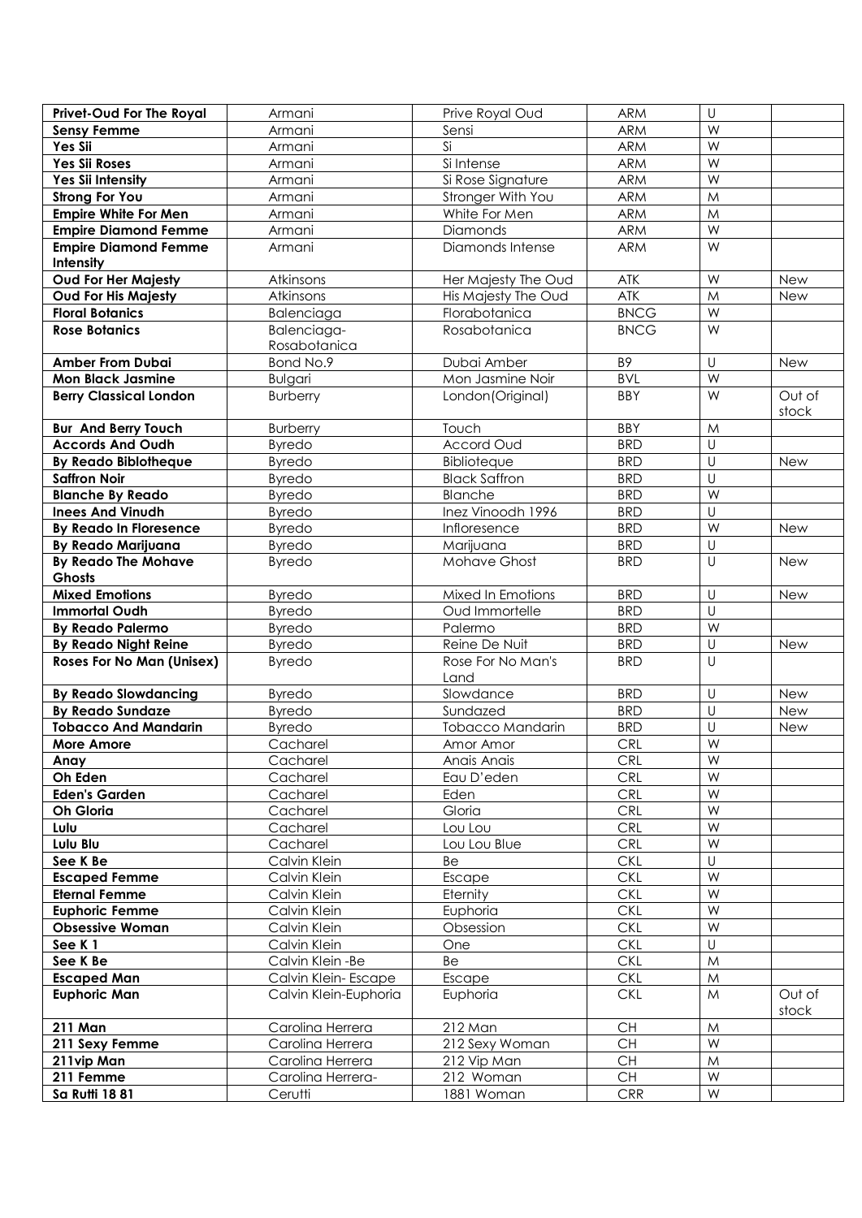| | | | | | |
|---|---|---|---|---|---|
| **Privet-Oud For The Royal** | Armani | Prive Royal Oud | ARM | U | |
| **Sensy Femme** | Armani | Sensi | ARM | W | |
| **Yes Sii** | Armani | Si | ARM | W | |
| **Yes Sii Roses** | Armani | Si Intense | ARM | W | |
| **Yes Sii Intensity** | Armani | Si Rose Signature | ARM | W | |
| **Strong For You** | Armani | Stronger With You | ARM | M | |
| **Empire White For Men** | Armani | White For Men | ARM | M | |
| **Empire Diamond Femme** | Armani | Diamonds | ARM | W | |
| **Empire Diamond Femme Intensity** | Armani | Diamonds Intense | ARM | W | |
| **Oud For Her Majesty** | Atkinsons | Her Majesty The Oud | ATK | W | New |
| **Oud For His Majesty** | Atkinsons | His Majesty The Oud | ATK | M | New |
| **Floral Botanics** | Balenciaga | Florabotanica | BNCG | W | |
| **Rose Botanics** | Balenciaga-Rosabotanica | Rosabotanica | BNCG | W | |
| **Amber From Dubai** | Bond No.9 | Dubai Amber | B9 | U | New |
| **Mon Black Jasmine** | Bulgari | Mon Jasmine Noir | BVL | W | |
| **Berry Classical London** | Burberry | London(Original) | BBY | W | Out of stock |
| **Bur And Berry Touch** | Burberry | Touch | BBY | M | |
| **Accords And Oudh** | Byredo | Accord Oud | BRD | U | |
| **By Reado Biblotheque** | Byredo | Biblioteque | BRD | U | New |
| **Saffron Noir** | Byredo | Black Saffron | BRD | U | |
| **Blanche By Reado** | Byredo | Blanche | BRD | W | |
| **Inees And Vinudh** | Byredo | Inez Vinoodh 1996 | BRD | U | |
| **By Reado In Floresence** | Byredo | Infloresence | BRD | W | New |
| **By Reado Marijuana** | Byredo | Marijuana | BRD | U | |
| **By Reado The Mohave Ghosts** | Byredo | Mohave Ghost | BRD | U | New |
| **Mixed Emotions** | Byredo | Mixed In Emotions | BRD | U | New |
| **Immortal Oudh** | Byredo | Oud Immortelle | BRD | U | |
| **By Reado Palermo** | Byredo | Palermo | BRD | W | |
| **By Reado Night Reine** | Byredo | Reine De Nuit | BRD | U | New |
| **Roses For No Man (Unisex)** | Byredo | Rose For No Man's Land | BRD | U | |
| **By Reado Slowdancing** | Byredo | Slowdance | BRD | U | New |
| **By Reado Sundaze** | Byredo | Sundazed | BRD | U | New |
| **Tobacco And Mandarin** | Byredo | Tobacco Mandarin | BRD | U | New |
| **More Amore** | Cacharel | Amor Amor | CRL | W | |
| **Anay** | Cacharel | Anais Anais | CRL | W | |
| **Oh Eden** | Cacharel | Eau D'eden | CRL | W | |
| **Eden's Garden** | Cacharel | Eden | CRL | W | |
| **Oh Gloria** | Cacharel | Gloria | CRL | W | |
| **Lulu** | Cacharel | Lou Lou | CRL | W | |
| **Lulu Blu** | Cacharel | Lou Lou Blue | CRL | W | |
| **See K Be** | Calvin Klein | Be | CKL | U | |
| **Escaped Femme** | Calvin Klein | Escape | CKL | W | |
| **Eternal Femme** | Calvin Klein | Eternity | CKL | W | |
| **Euphoric Femme** | Calvin Klein | Euphoria | CKL | W | |
| **Obsessive Woman** | Calvin Klein | Obsession | CKL | W | |
| **See K 1** | Calvin Klein | One | CKL | U | |
| **See K Be** | Calvin Klein -Be | Be | CKL | M | |
| **Escaped Man** | Calvin Klein- Escape | Escape | CKL | M | |
| **Euphoric Man** | Calvin Klein-Euphoria | Euphoria | CKL | M | Out of stock |
| **211 Man** | Carolina Herrera | 212 Man | CH | M | |
| **211 Sexy Femme** | Carolina Herrera | 212 Sexy Woman | CH | W | |
| **211vip Man** | Carolina Herrera | 212 Vip Man | CH | M | |
| **211 Femme** | Carolina Herrera- | 212 Woman | CH | W | |
| **Sa Rutti 18 81** | Cerutti | 1881 Woman | CRR | W | |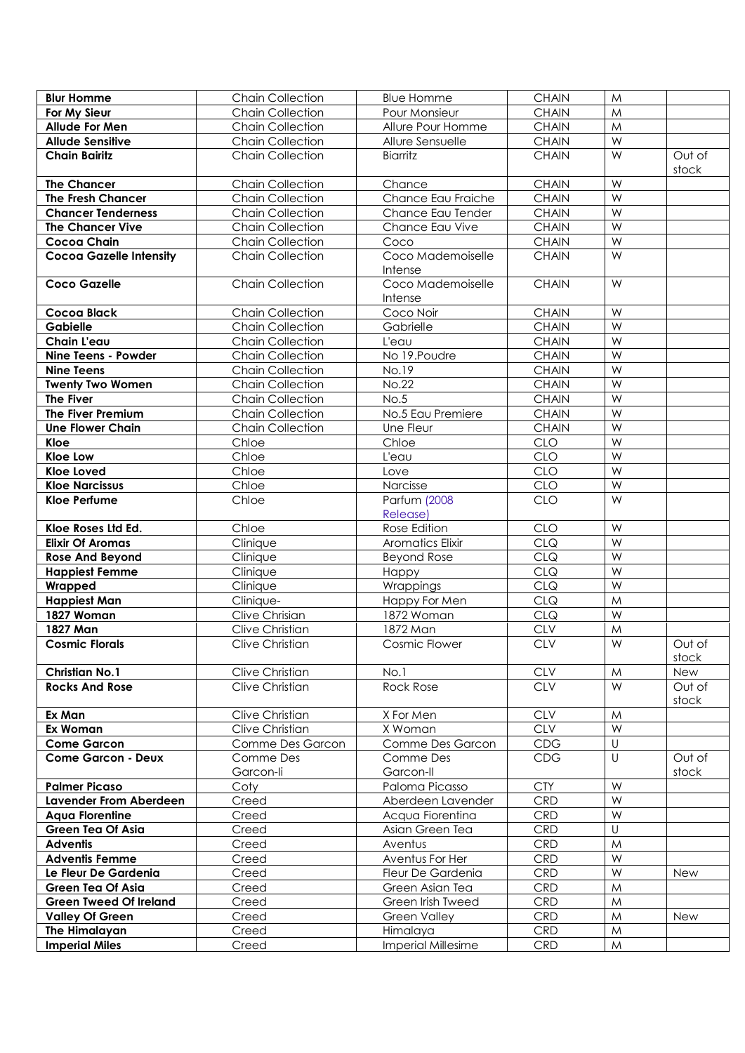| | | | | | |
|---|---|---|---|---|---|
| **Blur Homme** | Chain Collection | Blue Homme | CHAIN | M | |
| **For My Sieur** | Chain Collection | Pour Monsieur | CHAIN | M | |
| **Allude For Men** | Chain Collection | Allure Pour Homme | CHAIN | M | |
| **Allude Sensitive** | Chain Collection | Allure Sensuelle | CHAIN | W | |
| **Chain Bairitz** | Chain Collection | Biarritz | CHAIN | W | Out of stock |
| **The Chancer** | Chain Collection | Chance | CHAIN | W | |
| **The Fresh Chancer** | Chain Collection | Chance Eau Fraiche | CHAIN | W | |
| **Chancer Tenderness** | Chain Collection | Chance Eau Tender | CHAIN | W | |
| **The Chancer Vive** | Chain Collection | Chance Eau Vive | CHAIN | W | |
| **Cocoa Chain** | Chain Collection | Coco | CHAIN | W | |
| **Cocoa Gazelle Intensity** | Chain Collection | Coco Mademoiselle Intense | CHAIN | W | |
| **Coco Gazelle** | Chain Collection | Coco Mademoiselle Intense | CHAIN | W | |
| **Cocoa Black** | Chain Collection | Coco Noir | CHAIN | W | |
| **Gabielle** | Chain Collection | Gabrielle | CHAIN | W | |
| **Chain L'eau** | Chain Collection | L'eau | CHAIN | W | |
| **Nine Teens - Powder** | Chain Collection | No 19.Poudre | CHAIN | W | |
| **Nine Teens** | Chain Collection | No.19 | CHAIN | W | |
| **Twenty Two Women** | Chain Collection | No.22 | CHAIN | W | |
| **The Fiver** | Chain Collection | No.5 | CHAIN | W | |
| **The Fiver Premium** | Chain Collection | No.5 Eau Premiere | CHAIN | W | |
| **Une Flower Chain** | Chain Collection | Une Fleur | CHAIN | W | |
| **Kloe** | Chloe | Chloe | CLO | W | |
| **Kloe Low** | Chloe | L'eau | CLO | W | |
| **Kloe Loved** | Chloe | Love | CLO | W | |
| **Kloe Narcissus** | Chloe | Narcisse | CLO | W | |
| **Kloe Perfume** | Chloe | Parfum (2008 Release) | CLO | W | |
| **Kloe Roses Ltd Ed.** | Chloe | Rose Edition | CLO | W | |
| **Elixir Of Aromas** | Clinique | Aromatics Elixir | CLQ | W | |
| **Rose And Beyond** | Clinique | Beyond Rose | CLQ | W | |
| **Happiest Femme** | Clinique | Happy | CLQ | W | |
| **Wrapped** | Clinique | Wrappings | CLQ | W | |
| **Happiest Man** | Clinique- | Happy For Men | CLQ | M | |
| **1827 Woman** | Clive Chrisian | 1872 Woman | CLQ | W | |
| **1827 Man** | Clive Christian | 1872 Man | CLV | M | |
| **Cosmic Florals** | Clive Christian | Cosmic Flower | CLV | W | Out of stock |
| **Christian No.1** | Clive Christian | No.1 | CLV | M | New |
| **Rocks And Rose** | Clive Christian | Rock Rose | CLV | W | Out of stock |
| **Ex Man** | Clive Christian | X For Men | CLV | M | |
| **Ex Woman** | Clive Christian | X Woman | CLV | W | |
| **Come Garcon** | Comme Des Garcon | Comme Des Garcon | CDG | U | |
| **Come Garcon - Deux** | Comme Des Garcon-Ii | Comme Des Garcon-II | CDG | U | Out of stock |
| **Palmer Picaso** | Coty | Paloma Picasso | CTY | W | |
| **Lavender From Aberdeen** | Creed | Aberdeen Lavender | CRD | W | |
| **Aqua Florentine** | Creed | Acqua Fiorentina | CRD | W | |
| **Green Tea Of Asia** | Creed | Asian Green Tea | CRD | U | |
| **Adventis** | Creed | Aventus | CRD | M | |
| **Adventis Femme** | Creed | Aventus For Her | CRD | W | |
| **Le Fleur De Gardenia** | Creed | Fleur De Gardenia | CRD | W | New |
| **Green Tea Of Asia** | Creed | Green Asian Tea | CRD | M | |
| **Green Tweed Of Ireland** | Creed | Green Irish Tweed | CRD | M | |
| **Valley Of Green** | Creed | Green Valley | CRD | M | New |
| **The Himalayan** | Creed | Himalaya | CRD | M | |
| **Imperial Miles** | Creed | Imperial Millesime | CRD | M | |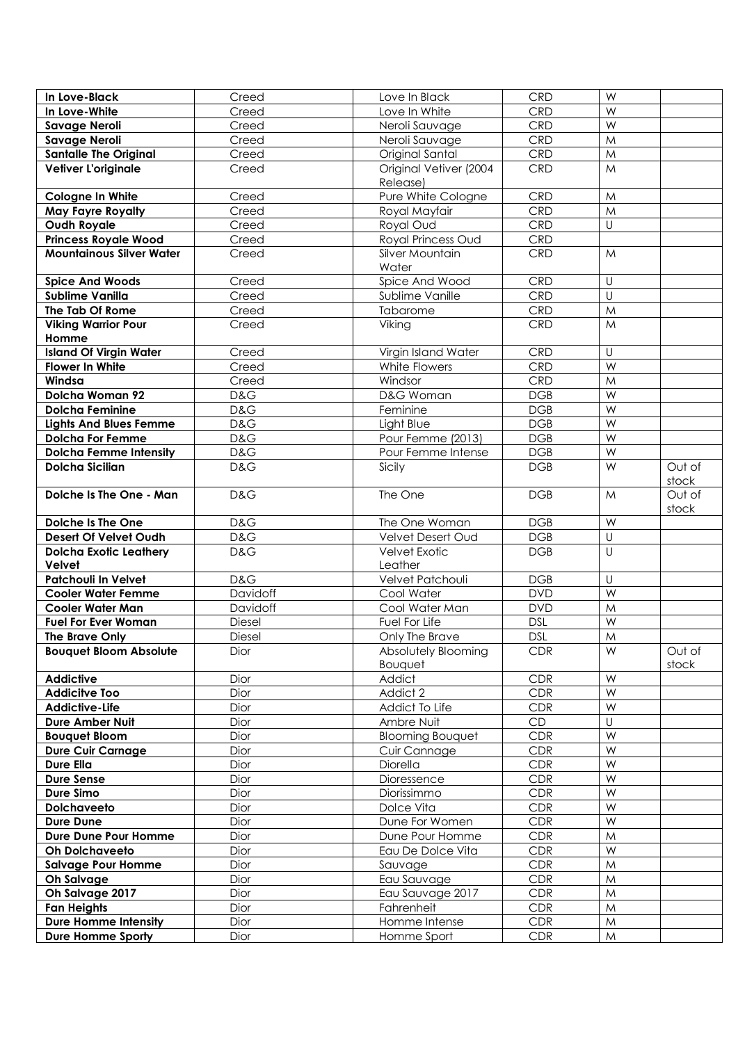| | | | | | |
|---|---|---|---|---|---|
| **In Love-Black** | Creed | Love In Black | CRD | W | |
| **In Love-White** | Creed | Love In White | CRD | W | |
| **Savage Neroli** | Creed | Neroli Sauvage | CRD | W | |
| **Savage Neroli** | Creed | Neroli Sauvage | CRD | M | |
| **Santalle The Original** | Creed | Original Santal | CRD | M | |
| **Vetiver L'originale** | Creed | Original Vetiver (2004 Release) | CRD | M | |
| **Cologne In White** | Creed | Pure White Cologne | CRD | M | |
| **May Fayre Royalty** | Creed | Royal Mayfair | CRD | M | |
| **Oudh Royale** | Creed | Royal Oud | CRD | U | |
| **Princess Royale Wood** | Creed | Royal Princess Oud | CRD | | |
| **Mountainous Silver Water** | Creed | Silver Mountain Water | CRD | M | |
| **Spice And Woods** | Creed | Spice And Wood | CRD | U | |
| **Sublime Vanilla** | Creed | Sublime Vanille | CRD | U | |
| **The Tab Of Rome** | Creed | Tabarome | CRD | M | |
| **Viking Warrior Pour Homme** | Creed | Viking | CRD | M | |
| **Island Of Virgin Water** | Creed | Virgin Island Water | CRD | U | |
| **Flower In White** | Creed | White Flowers | CRD | W | |
| **Windsa** | Creed | Windsor | CRD | M | |
| **Dolcha Woman 92** | D&G | D&G Woman | DGB | W | |
| **Dolcha Feminine** | D&G | Feminine | DGB | W | |
| **Lights And Blues Femme** | D&G | Light Blue | DGB | W | |
| **Dolcha For Femme** | D&G | Pour Femme (2013) | DGB | W | |
| **Dolcha Femme Intensity** | D&G | Pour Femme Intense | DGB | W | |
| **Dolcha Sicilian** | D&G | Sicily | DGB | W | Out of stock |
| **Dolche Is The One - Man** | D&G | The One | DGB | M | Out of stock |
| **Dolche Is The One** | D&G | The One Woman | DGB | W | |
| **Desert Of Velvet Oudh** | D&G | Velvet Desert Oud | DGB | U | |
| **Dolcha Exotic Leathery Velvet** | D&G | Velvet Exotic Leather | DGB | U | |
| **Patchouli In Velvet** | D&G | Velvet Patchouli | DGB | U | |
| **Cooler Water Femme** | Davidoff | Cool Water | DVD | W | |
| **Cooler Water Man** | Davidoff | Cool Water Man | DVD | M | |
| **Fuel For Ever Woman** | Diesel | Fuel For Life | DSL | W | |
| **The Brave Only** | Diesel | Only The Brave | DSL | M | |
| **Bouquet Bloom Absolute** | Dior | Absolutely Blooming Bouquet | CDR | W | Out of stock |
| **Addictive** | Dior | Addict | CDR | W | |
| **Addicitve Too** | Dior | Addict 2 | CDR | W | |
| **Addictive-Life** | Dior | Addict To Life | CDR | W | |
| **Dure Amber Nuit** | Dior | Ambre Nuit | CD | U | |
| **Bouquet Bloom** | Dior | Blooming Bouquet | CDR | W | |
| **Dure Cuir Carnage** | Dior | Cuir Cannage | CDR | W | |
| **Dure Ella** | Dior | Diorella | CDR | W | |
| **Dure Sense** | Dior | Dioressence | CDR | W | |
| **Dure Simo** | Dior | Diorissimmo | CDR | W | |
| **Dolchaveeto** | Dior | Dolce Vita | CDR | W | |
| **Dure Dune** | Dior | Dune For Women | CDR | W | |
| **Dure Dune Pour Homme** | Dior | Dune Pour Homme | CDR | M | |
| **Oh Dolchaveeto** | Dior | Eau De Dolce Vita | CDR | W | |
| **Salvage Pour Homme** | Dior | Sauvage | CDR | M | |
| **Oh Salvage** | Dior | Eau Sauvage | CDR | M | |
| **Oh Salvage 2017** | Dior | Eau Sauvage 2017 | CDR | M | |
| **Fan Heights** | Dior | Fahrenheit | CDR | M | |
| **Dure Homme Intensity** | Dior | Homme Intense | CDR | M | |
| **Dure Homme Sporty** | Dior | Homme Sport | CDR | M | |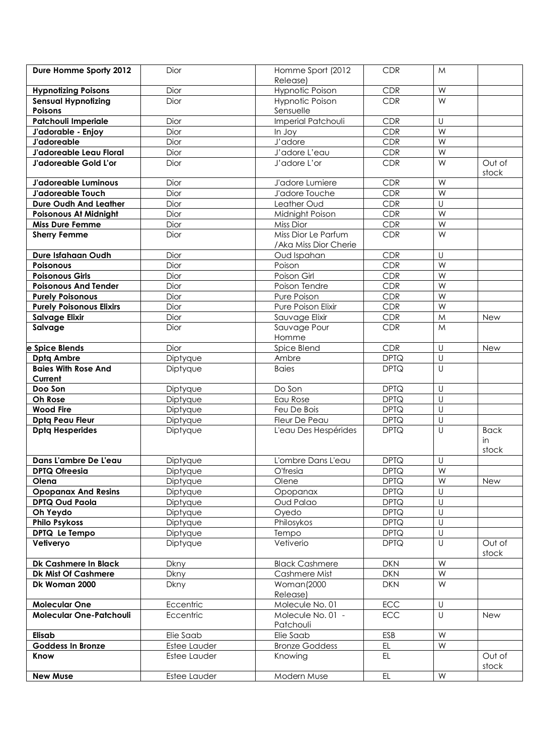| | | | | | |
|---|---|---|---|---|---|
| **Dure Homme Sporty 2012** | Dior | Homme Sport (2012 Release) | CDR | M | |
| **Hypnotizing Poisons** | Dior | Hypnotic Poison | CDR | W | |
| **Sensual Hypnotizing Poisons** | Dior | Hypnotic Poison Sensuelle | CDR | W | |
| **Patchouli Imperiale** | Dior | Imperial Patchouli | CDR | U | |
| **J'adorable - Enjoy** | Dior | In Joy | CDR | W | |
| **J'adoreable** | Dior | J'adore | CDR | W | |
| **J'adoreable Leau Floral** | Dior | J'adore L'eau | CDR | W | |
| **J'adoreable Gold L'or** | Dior | J'adore L'or | CDR | W | Out of stock |
| **J'adoreable Luminous** | Dior | J'adore Lumiere | CDR | W | |
| **J'adoreable Touch** | Dior | J'adore Touche | CDR | W | |
| **Dure Oudh And Leather** | Dior | Leather Oud | CDR | U | |
| **Poisonous At Midnight** | Dior | Midnight Poison | CDR | W | |
| **Miss Dure Femme** | Dior | Miss Dior | CDR | W | |
| **Sherry Femme** | Dior | Miss Dior Le Parfum /Aka Miss Dior Cherie | CDR | W | |
| **Dure Isfahaan Oudh** | Dior | Oud Ispahan | CDR | U | |
| **Poisonous** | Dior | Poison | CDR | W | |
| **Poisonous Girls** | Dior | Poison Girl | CDR | W | |
| **Poisonous And Tender** | Dior | Poison Tendre | CDR | W | |
| **Purely Poisonous** | Dior | Pure Poison | CDR | W | |
| **Purely Poisonous Elixirs** | Dior | Pure Poison Elixir | CDR | W | |
| **Salvage Elixir** | Dior | Sauvage Elixir | CDR | M | New |
| **Salvage** | Dior | Sauvage Pour Homme | CDR | M | |
| **e Spice Blends** | Dior | Spice Blend | CDR | U | New |
| **Dptq Ambre** | Diptyque | Ambre | DPTQ | U | |
| **Baies With Rose And Current** | Diptyque | Baies | DPTQ | U | |
| **Doo Son** | Diptyque | Do Son | DPTQ | U | |
| **Oh Rose** | Diptyque | Eau Rose | DPTQ | U | |
| **Wood Fire** | Diptyque | Feu De Bois | DPTQ | U | |
| **Dptq Peau Fleur** | Diptyque | Fleur De Peau | DPTQ | U | |
| **Dptq Hesperides** | Diptyque | L'eau Des Hespérides | DPTQ | U | Back in stock |
| **Dans L'ambre De L'eau** | Diptyque | L'ombre Dans L'eau | DPTQ | U | |
| **DPTQ Ofreesia** | Diptyque | O'fresia | DPTQ | W | |
| **Olena** | Diptyque | Olene | DPTQ | W | New |
| **Opopanax And Resins** | Diptyque | Opopanax | DPTQ | U | |
| **DPTQ Oud Paola** | Diptyque | Oud Palao | DPTQ | U | |
| **Oh Yeydo** | Diptyque | Oyedo | DPTQ | U | |
| **Philo Psykoss** | Diptyque | Philosykos | DPTQ | U | |
| **DPTQ Le Tempo** | Diptyque | Tempo | DPTQ | U | |
| **Vetiveryo** | Diptyque | Vetiverio | DPTQ | U | Out of stock |
| **Dk Cashmere In Black** | Dkny | Black Cashmere | DKN | W | |
| **Dk Mist Of Cashmere** | Dkny | Cashmere Mist | DKN | W | |
| **Dk Woman 2000** | Dkny | Woman(2000 Release) | DKN | W | |
| **Molecular One** | Eccentric | Molecule No. 01 | ECC | U | |
| **Molecular One-Patchouli** | Eccentric | Molecule No. 01 - Patchouli | ECC | U | New |
| **Elisab** | Elie Saab | Elie Saab | ESB | W | |
| **Goddess In Bronze** | Estee Lauder | Bronze Goddess | EL | W | |
| **Know** | Estee Lauder | Knowing | EL | | Out of stock |
| **New Muse** | Estee Lauder | Modern Muse | EL | W | |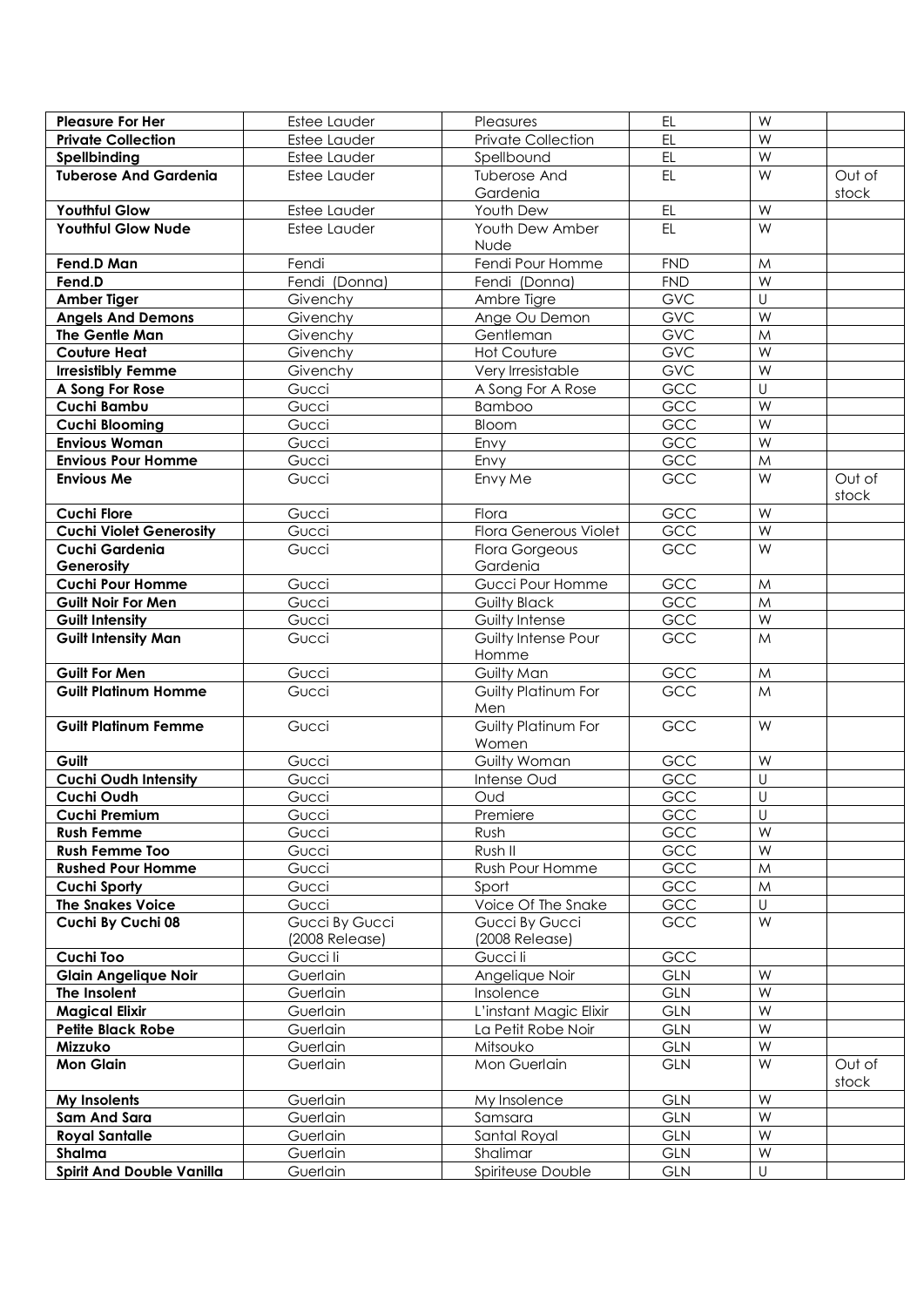| | | | | | |
|---|---|---|---|---|---|
| **Pleasure For Her** | Estee Lauder | Pleasures | EL | W | |
| **Private Collection** | Estee Lauder | Private Collection | EL | W | |
| **Spellbinding** | Estee Lauder | Spellbound | EL | W | |
| **Tuberose And Gardenia** | Estee Lauder | Tuberose And Gardenia | EL | W | Out of stock |
| **Youthful Glow** | Estee Lauder | Youth Dew | EL | W | |
| **Youthful Glow Nude** | Estee Lauder | Youth Dew Amber Nude | EL | W | |
| **Fend.D Man** | Fendi | Fendi Pour Homme | FND | M | |
| **Fend.D** | Fendi (Donna) | Fendi (Donna) | FND | W | |
| **Amber Tiger** | Givenchy | Ambre Tigre | GVC | U | |
| **Angels And Demons** | Givenchy | Ange Ou Demon | GVC | W | |
| **The Gentle Man** | Givenchy | Gentleman | GVC | M | |
| **Couture Heat** | Givenchy | Hot Couture | GVC | W | |
| **Irresistibly Femme** | Givenchy | Very Irresistable | GVC | W | |
| **A Song For Rose** | Gucci | A Song For A Rose | GCC | U | |
| **Cuchi Bambu** | Gucci | Bamboo | GCC | W | |
| **Cuchi Blooming** | Gucci | Bloom | GCC | W | |
| **Envious Woman** | Gucci | Envy | GCC | W | |
| **Envious Pour Homme** | Gucci | Envy | GCC | M | |
| **Envious Me** | Gucci | Envy Me | GCC | W | Out of stock |
| **Cuchi Flore** | Gucci | Flora | GCC | W | |
| **Cuchi Violet Generosity** | Gucci | Flora Generous Violet | GCC | W | |
| **Cuchi Gardenia Generosity** | Gucci | Flora Gorgeous Gardenia | GCC | W | |
| **Cuchi Pour Homme** | Gucci | Gucci Pour Homme | GCC | M | |
| **Guilt Noir For Men** | Gucci | Guilty Black | GCC | M | |
| **Guilt Intensity** | Gucci | Guilty Intense | GCC | W | |
| **Guilt Intensity Man** | Gucci | Guilty Intense Pour Homme | GCC | M | |
| **Guilt For Men** | Gucci | Guilty Man | GCC | M | |
| **Guilt Platinum Homme** | Gucci | Guilty Platinum For Men | GCC | M | |
| **Guilt Platinum Femme** | Gucci | Guilty Platinum For Women | GCC | W | |
| **Guilt** | Gucci | Guilty Woman | GCC | W | |
| **Cuchi Oudh Intensity** | Gucci | Intense Oud | GCC | U | |
| **Cuchi Oudh** | Gucci | Oud | GCC | U | |
| **Cuchi Premium** | Gucci | Premiere | GCC | U | |
| **Rush Femme** | Gucci | Rush | GCC | W | |
| **Rush Femme Too** | Gucci | Rush II | GCC | W | |
| **Rushed Pour Homme** | Gucci | Rush Pour Homme | GCC | M | |
| **Cuchi Sporty** | Gucci | Sport | GCC | M | |
| **The Snakes Voice** | Gucci | Voice Of The Snake | GCC | U | |
| **Cuchi By Cuchi 08** | Gucci By Gucci (2008 Release) | Gucci By Gucci (2008 Release) | GCC | W | |
| **Cuchi Too** | Gucci Ii | Gucci Ii | GCC | | |
| **Glain Angelique Noir** | Guerlain | Angelique Noir | GLN | W | |
| **The Insolent** | Guerlain | Insolence | GLN | W | |
| **Magical Elixir** | Guerlain | L'instant Magic Elixir | GLN | W | |
| **Petite Black Robe** | Guerlain | La Petit Robe Noir | GLN | W | |
| **Mizzuko** | Guerlain | Mitsouko | GLN | W | |
| **Mon Glain** | Guerlain | Mon Guerlain | GLN | W | Out of stock |
| **My Insolents** | Guerlain | My Insolence | GLN | W | |
| **Sam And Sara** | Guerlain | Samsara | GLN | W | |
| **Royal Santalle** | Guerlain | Santal Royal | GLN | W | |
| **Shalma** | Guerlain | Shalimar | GLN | W | |
| **Spirit And Double Vanilla** | Guerlain | Spiriteuse Double | GLN | U | |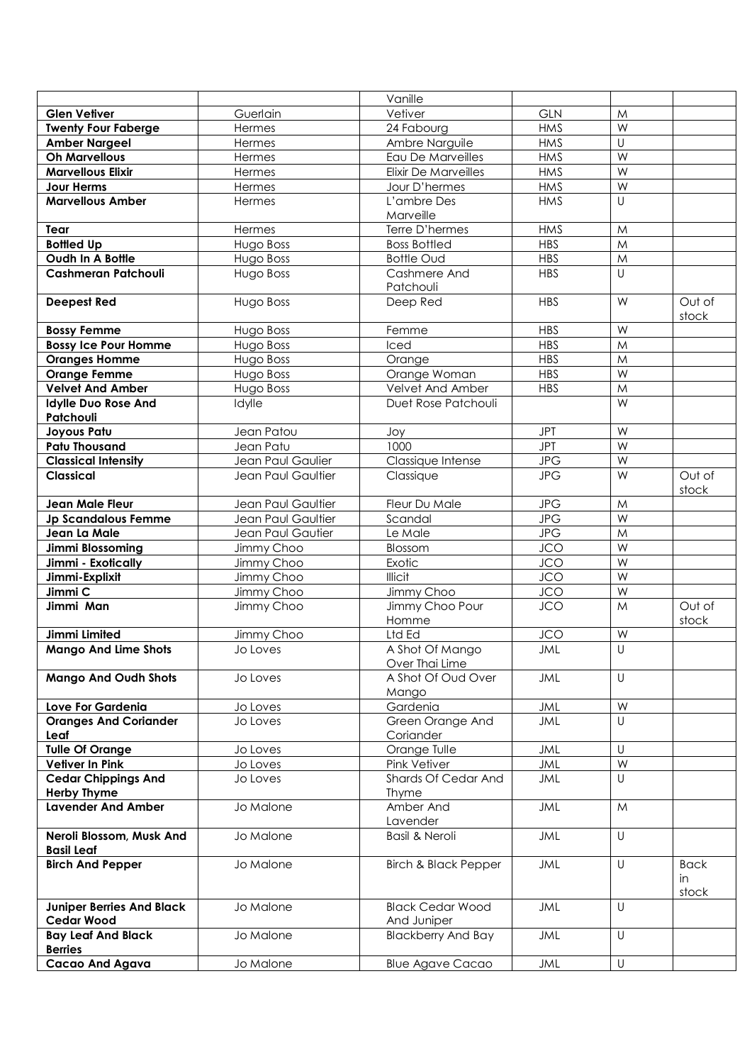| | | | | | |
|---|---|---|---|---|---|
| | | Vanille | | | |
| **Glen Vetiver** | Guerlain | Vetiver | GLN | M | |
| **Twenty Four Faberge** | Hermes | 24 Fabourg | HMS | W | |
| **Amber Nargeel** | Hermes | Ambre Narguile | HMS | U | |
| **Oh Marvellous** | Hermes | Eau De Marveilles | HMS | W | |
| **Marvellous Elixir** | Hermes | Elixir De Marveilles | HMS | W | |
| **Jour Herms** | Hermes | Jour D'hermes | HMS | W | |
| **Marvellous Amber** | Hermes | L'ambre Des Marveille | HMS | U | |
| **Tear** | Hermes | Terre D'hermes | HMS | M | |
| **Bottled Up** | Hugo Boss | Boss Bottled | HBS | M | |
| **Oudh In A Bottle** | Hugo Boss | Bottle Oud | HBS | M | |
| **Cashmeran Patchouli** | Hugo Boss | Cashmere And Patchouli | HBS | U | |
| **Deepest Red** | Hugo Boss | Deep Red | HBS | W | Out of stock |
| **Bossy Femme** | Hugo Boss | Femme | HBS | W | |
| **Bossy Ice Pour Homme** | Hugo Boss | Iced | HBS | M | |
| **Oranges Homme** | Hugo Boss | Orange | HBS | M | |
| **Orange Femme** | Hugo Boss | Orange Woman | HBS | W | |
| **Velvet And Amber** | Hugo Boss | Velvet And Amber | HBS | M | |
| **Idylle Duo Rose And Patchouli** | Idylle | Duet Rose Patchouli | | W | |
| **Joyous Patu** | Jean Patou | Joy | JPT | W | |
| **Patu Thousand** | Jean Patu | 1000 | JPT | W | |
| **Classical Intensity** | Jean Paul Gaulier | Classique Intense | JPG | W | |
| **Classical** | Jean Paul Gaultier | Classique | JPG | W | Out of stock |
| **Jean Male Fleur** | Jean Paul Gaultier | Fleur Du Male | JPG | M | |
| **Jp Scandalous Femme** | Jean Paul Gaultier | Scandal | JPG | W | |
| **Jean La Male** | Jean Paul Gautier | Le Male | JPG | M | |
| **Jimmi Blossoming** | Jimmy Choo | Blossom | JCO | W | |
| **Jimmi - Exotically** | Jimmy Choo | Exotic | JCO | W | |
| **Jimmi-Explixit** | Jimmy Choo | Illicit | JCO | W | |
| **Jimmi C** | Jimmy Choo | Jimmy Choo | JCO | W | |
| **Jimmi Man** | Jimmy Choo | Jimmy Choo Pour Homme | JCO | M | Out of stock |
| **Jimmi Limited** | Jimmy Choo | Ltd Ed | JCO | W | |
| **Mango And Lime Shots** | Jo Loves | A Shot Of Mango Over Thai Lime | JML | U | |
| **Mango And Oudh Shots** | Jo Loves | A Shot Of Oud Over Mango | JML | U | |
| **Love For Gardenia** | Jo Loves | Gardenia | JML | W | |
| **Oranges And Coriander Leaf** | Jo Loves | Green Orange And Coriander | JML | U | |
| **Tulle Of Orange** | Jo Loves | Orange Tulle | JML | U | |
| **Vetiver In Pink** | Jo Loves | Pink Vetiver | JML | W | |
| **Cedar Chippings And Herby Thyme** | Jo Loves | Shards Of Cedar And Thyme | JML | U | |
| **Lavender And Amber** | Jo Malone | Amber And Lavender | JML | M | |
| **Neroli Blossom, Musk And Basil Leaf** | Jo Malone | Basil & Neroli | JML | U | |
| **Birch And Pepper** | Jo Malone | Birch & Black Pepper | JML | U | Back in stock |
| **Juniper Berries And Black Cedar Wood** | Jo Malone | Black Cedar Wood And Juniper | JML | U | |
| **Bay Leaf And Black Berries** | Jo Malone | Blackberry And Bay | JML | U | |
| **Cacao And Agava** | Jo Malone | Blue Agave Cacao | JML | U | |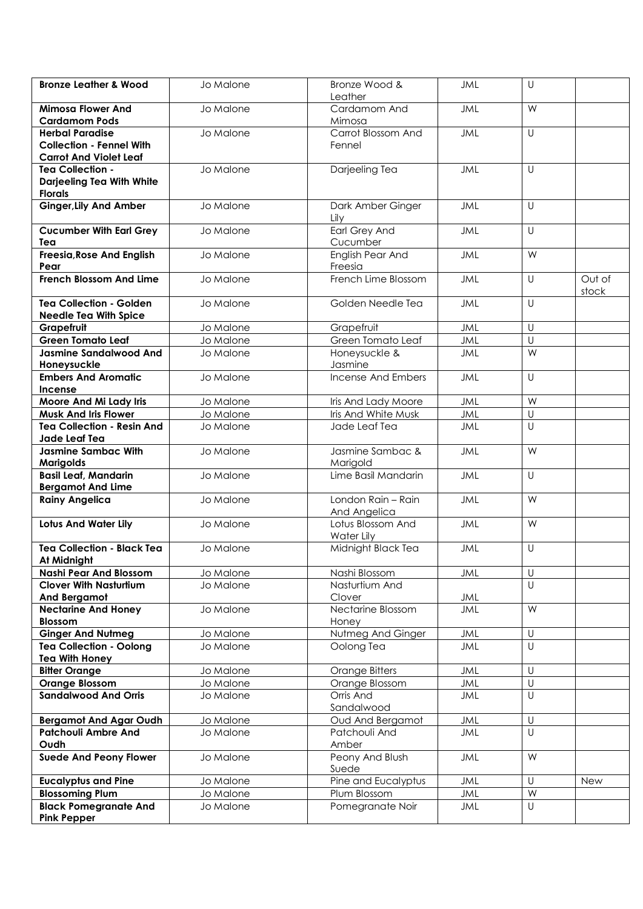| | | | | | |
|---|---|---|---|---|---|
| **Bronze Leather & Wood** | Jo Malone | Bronze Wood & Leather | JML | U | |
| **Mimosa Flower And Cardamom Pods** | Jo Malone | Cardamom And Mimosa | JML | W | |
| **Herbal Paradise Collection - Fennel With Carrot And Violet Leaf** | Jo Malone | Carrot Blossom And Fennel | JML | U | |
| **Tea Collection - Darjeeling Tea With White Florals** | Jo Malone | Darjeeling Tea | JML | U | |
| **Ginger,Lily And Amber** | Jo Malone | Dark Amber Ginger Lily | JML | U | |
| **Cucumber With Earl Grey Tea** | Jo Malone | Earl Grey And Cucumber | JML | U | |
| **Freesia,Rose And English Pear** | Jo Malone | English Pear And Freesia | JML | W | |
| **French Blossom And Lime** | Jo Malone | French Lime Blossom | JML | U | Out of stock |
| **Tea Collection - Golden Needle Tea With Spice** | Jo Malone | Golden Needle Tea | JML | U | |
| **Grapefruit** | Jo Malone | Grapefruit | JML | U | |
| **Green Tomato Leaf** | Jo Malone | Green Tomato Leaf | JML | U | |
| **Jasmine Sandalwood And Honeysuckle** | Jo Malone | Honeysuckle & Jasmine | JML | W | |
| **Embers And Aromatic Incense** | Jo Malone | Incense And Embers | JML | U | |
| **Moore And Mi Lady Iris** | Jo Malone | Iris And Lady Moore | JML | W | |
| **Musk And Iris Flower** | Jo Malone | Iris And White Musk | JML | U | |
| **Tea Collection - Resin And Jade Leaf Tea** | Jo Malone | Jade Leaf Tea | JML | U | |
| **Jasmine Sambac With Marigolds** | Jo Malone | Jasmine Sambac & Marigold | JML | W | |
| **Basil Leaf, Mandarin Bergamot And Lime** | Jo Malone | Lime Basil Mandarin | JML | U | |
| **Rainy Angelica** | Jo Malone | London Rain – Rain And Angelica | JML | W | |
| **Lotus And Water Lily** | Jo Malone | Lotus Blossom And Water Lily | JML | W | |
| **Tea Collection - Black Tea At Midnight** | Jo Malone | Midnight Black Tea | JML | U | |
| **Nashi Pear And Blossom** | Jo Malone | Nashi Blossom | JML | U | |
| **Clover With Nasturtium And Bergamot** | Jo Malone | Nasturtium And Clover | JML | U | |
| **Nectarine And Honey Blossom** | Jo Malone | Nectarine Blossom Honey | JML | W | |
| **Ginger And Nutmeg** | Jo Malone | Nutmeg And Ginger | JML | U | |
| **Tea Collection - Oolong Tea With Honey** | Jo Malone | Oolong Tea | JML | U | |
| **Bitter Orange** | Jo Malone | Orange Bitters | JML | U | |
| **Orange Blossom** | Jo Malone | Orange Blossom | JML | U | |
| **Sandalwood And Orris** | Jo Malone | Orris And Sandalwood | JML | U | |
| **Bergamot And Agar Oudh** | Jo Malone | Oud And Bergamot | JML | U | |
| **Patchouli Ambre And Oudh** | Jo Malone | Patchouli And Amber | JML | U | |
| **Suede And Peony Flower** | Jo Malone | Peony And Blush Suede | JML | W | |
| **Eucalyptus and Pine** | Jo Malone | Pine and Eucalyptus | JML | U | New |
| **Blossoming Plum** | Jo Malone | Plum Blossom | JML | W | |
| **Black Pomegranate And Pink Pepper** | Jo Malone | Pomegranate Noir | JML | U | |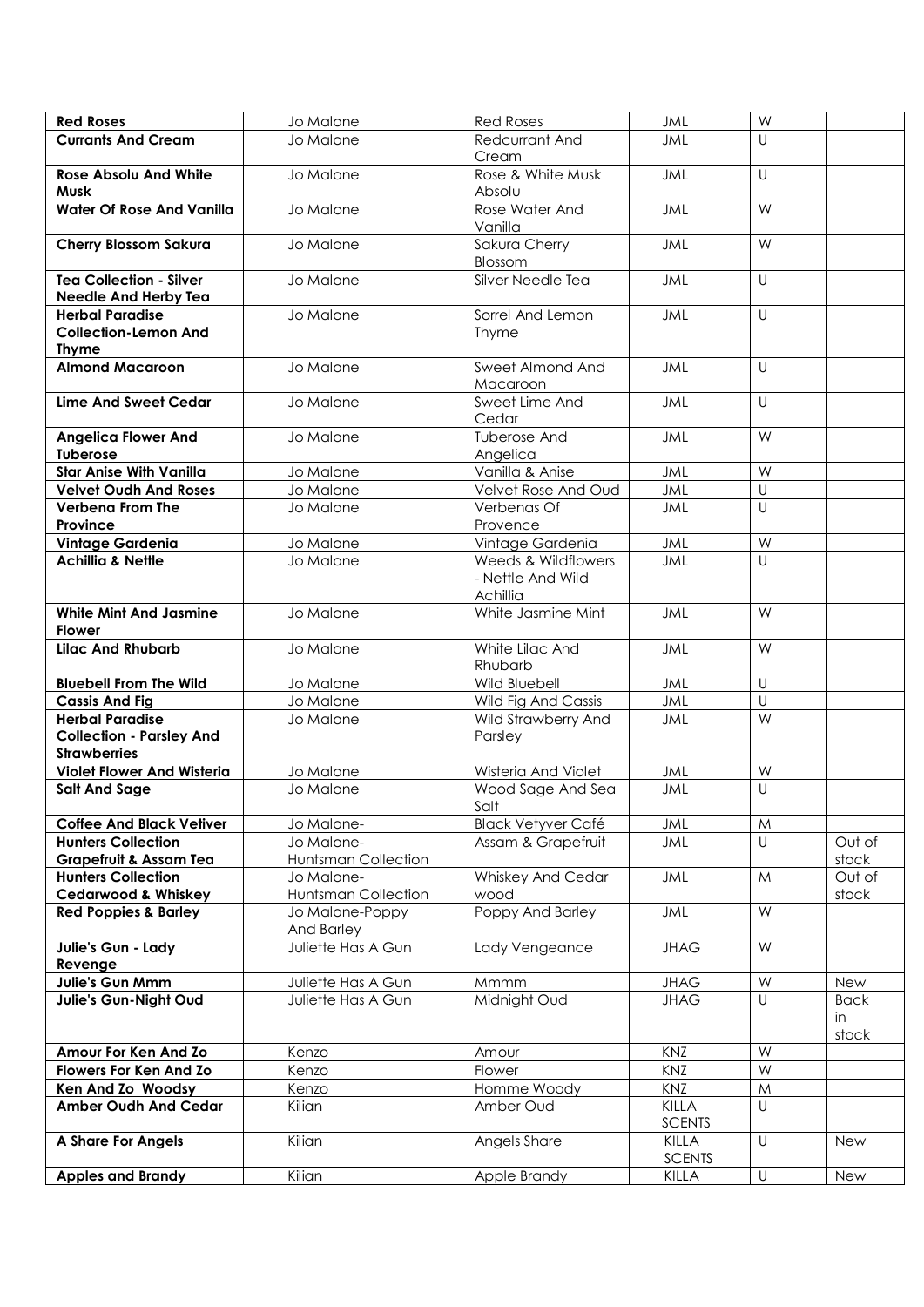| | | | | | |
|---|---|---|---|---|---|
| **Red Roses** | Jo Malone | Red Roses | JML | W | |
| **Currants And Cream** | Jo Malone | Redcurrant And Cream | JML | U | |
| **Rose Absolu And White Musk** | Jo Malone | Rose & White Musk Absolu | JML | U | |
| **Water Of Rose And Vanilla** | Jo Malone | Rose Water And Vanilla | JML | W | |
| **Cherry Blossom Sakura** | Jo Malone | Sakura Cherry Blossom | JML | W | |
| **Tea Collection - Silver Needle And Herby Tea** | Jo Malone | Silver Needle Tea | JML | U | |
| **Herbal Paradise Collection-Lemon And Thyme** | Jo Malone | Sorrel And Lemon Thyme | JML | U | |
| **Almond Macaroon** | Jo Malone | Sweet Almond And Macaroon | JML | U | |
| **Lime And Sweet Cedar** | Jo Malone | Sweet Lime And Cedar | JML | U | |
| **Angelica Flower And Tuberose** | Jo Malone | Tuberose And Angelica | JML | W | |
| **Star Anise With Vanilla** | Jo Malone | Vanilla & Anise | JML | W | |
| **Velvet Oudh And Roses** | Jo Malone | Velvet Rose And Oud | JML | U | |
| **Verbena From The Province** | Jo Malone | Verbenas Of Provence | JML | U | |
| **Vintage Gardenia** | Jo Malone | Vintage Gardenia | JML | W | |
| **Achillia & Nettle** | Jo Malone | Weeds & Wildflowers - Nettle And Wild Achillia | JML | U | |
| **White Mint And Jasmine Flower** | Jo Malone | White Jasmine Mint | JML | W | |
| **Lilac And Rhubarb** | Jo Malone | White Lilac And Rhubarb | JML | W | |
| **Bluebell From The Wild** | Jo Malone | Wild Bluebell | JML | U | |
| **Cassis And Fig** | Jo Malone | Wild Fig And Cassis | JML | U | |
| **Herbal Paradise Collection - Parsley And Strawberries** | Jo Malone | Wild Strawberry And Parsley | JML | W | |
| **Violet Flower And Wisteria** | Jo Malone | Wisteria And Violet | JML | W | |
| **Salt And Sage** | Jo Malone | Wood Sage And Sea Salt | JML | U | |
| **Coffee And Black Vetiver** | Jo Malone- | Black Vetyver Café | JML | M | |
| **Hunters Collection Grapefruit & Assam Tea** | Jo Malone- Huntsman Collection | Assam & Grapefruit | JML | U | Out of stock |
| **Hunters Collection Cedarwood & Whiskey** | Jo Malone- Huntsman Collection | Whiskey And Cedar wood | JML | M | Out of stock |
| **Red Poppies & Barley** | Jo Malone-Poppy And Barley | Poppy And Barley | JML | W | |
| **Julie's Gun - Lady Revenge** | Juliette Has A Gun | Lady Vengeance | JHAG | W | |
| **Julie's Gun Mmm** | Juliette Has A Gun | Mmmm | JHAG | W | New |
| **Julie's Gun-Night Oud** | Juliette Has A Gun | Midnight Oud | JHAG | U | Back in stock |
| **Amour For Ken And Zo** | Kenzo | Amour | KNZ | W | |
| **Flowers For Ken And Zo** | Kenzo | Flower | KNZ | W | |
| **Ken And Zo Woodsy** | Kenzo | Homme Woody | KNZ | M | |
| **Amber Oudh And Cedar** | Kilian | Amber Oud | KILLA SCENTS | U | |
| **A Share For Angels** | Kilian | Angels Share | KILLA SCENTS | U | New |
| **Apples and Brandy** | Kilian | Apple Brandy | KILLA | U | New |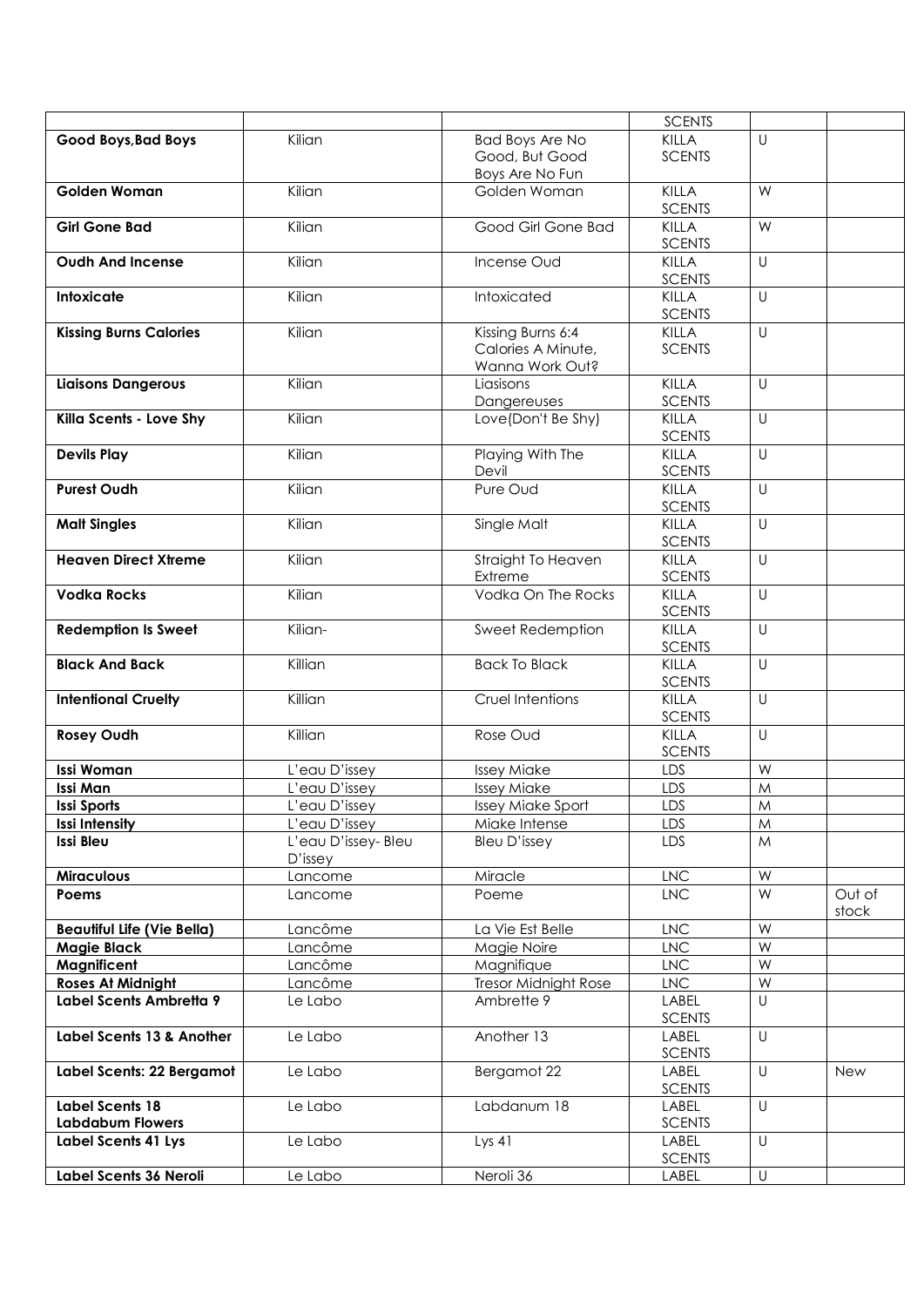| | | | | | |
|---|---|---|---|---|---|
| | | | SCENTS | | |
| **Good Boys,Bad Boys** | Kilian | Bad Boys Are No Good, But Good Boys Are No Fun | KILLA SCENTS | U | |
| **Golden Woman** | Kilian | Golden Woman | KILLA SCENTS | W | |
| **Girl Gone Bad** | Kilian | Good Girl Gone Bad | KILLA SCENTS | W | |
| **Oudh And Incense** | Kilian | Incense Oud | KILLA SCENTS | U | |
| **Intoxicate** | Kilian | Intoxicated | KILLA SCENTS | U | |
| **Kissing Burns Calories** | Kilian | Kissing Burns 6:4 Calories A Minute, Wanna Work Out? | KILLA SCENTS | U | |
| **Liaisons Dangerous** | Kilian | Liasisons Dangereuses | KILLA SCENTS | U | |
| **Killa Scents - Love Shy** | Kilian | Love(Don't Be Shy) | KILLA SCENTS | U | |
| **Devils Play** | Kilian | Playing With The Devil | KILLA SCENTS | U | |
| **Purest Oudh** | Kilian | Pure Oud | KILLA SCENTS | U | |
| **Malt Singles** | Kilian | Single Malt | KILLA SCENTS | U | |
| **Heaven Direct Xtreme** | Kilian | Straight To Heaven Extreme | KILLA SCENTS | U | |
| **Vodka Rocks** | Kilian | Vodka On The Rocks | KILLA SCENTS | U | |
| **Redemption Is Sweet** | Kilian- | Sweet Redemption | KILLA SCENTS | U | |
| **Black And Back** | Killian | Back To Black | KILLA SCENTS | U | |
| **Intentional Cruelty** | Killian | Cruel Intentions | KILLA SCENTS | U | |
| **Rosey Oudh** | Killian | Rose Oud | KILLA SCENTS | U | |
| **Issi Woman** | L'eau D'issey | Issey Miake | LDS | W | |
| **Issi Man** | L'eau D'issey | Issey Miake | LDS | M | |
| **Issi Sports** | L'eau D'issey | Issey Miake Sport | LDS | M | |
| **Issi Intensity** | L'eau D'issey | Miake Intense | LDS | M | |
| **Issi Bleu** | L'eau D'issey- Bleu D'issey | Bleu D'issey | LDS | M | |
| **Miraculous** | Lancome | Miracle | LNC | W | |
| **Poems** | Lancome | Poeme | LNC | W | Out of stock |
| **Beautiful Life (Vie Bella)** | Lancôme | La Vie Est Belle | LNC | W | |
| **Magie Black** | Lancôme | Magie Noire | LNC | W | |
| **Magnificent** | Lancôme | Magnifique | LNC | W | |
| **Roses At Midnight** | Lancôme | Tresor Midnight Rose | LNC | W | |
| **Label Scents Ambretta 9** | Le Labo | Ambrette 9 | LABEL SCENTS | U | |
| **Label Scents 13 & Another** | Le Labo | Another 13 | LABEL SCENTS | U | |
| **Label Scents: 22 Bergamot** | Le Labo | Bergamot 22 | LABEL SCENTS | U | New |
| **Label Scents 18 Labdabum Flowers** | Le Labo | Labdanum 18 | LABEL SCENTS | U | |
| **Label Scents 41 Lys** | Le Labo | Lys 41 | LABEL SCENTS | U | |
| **Label Scents 36 Neroli** | Le Labo | Neroli 36 | LABEL | U | |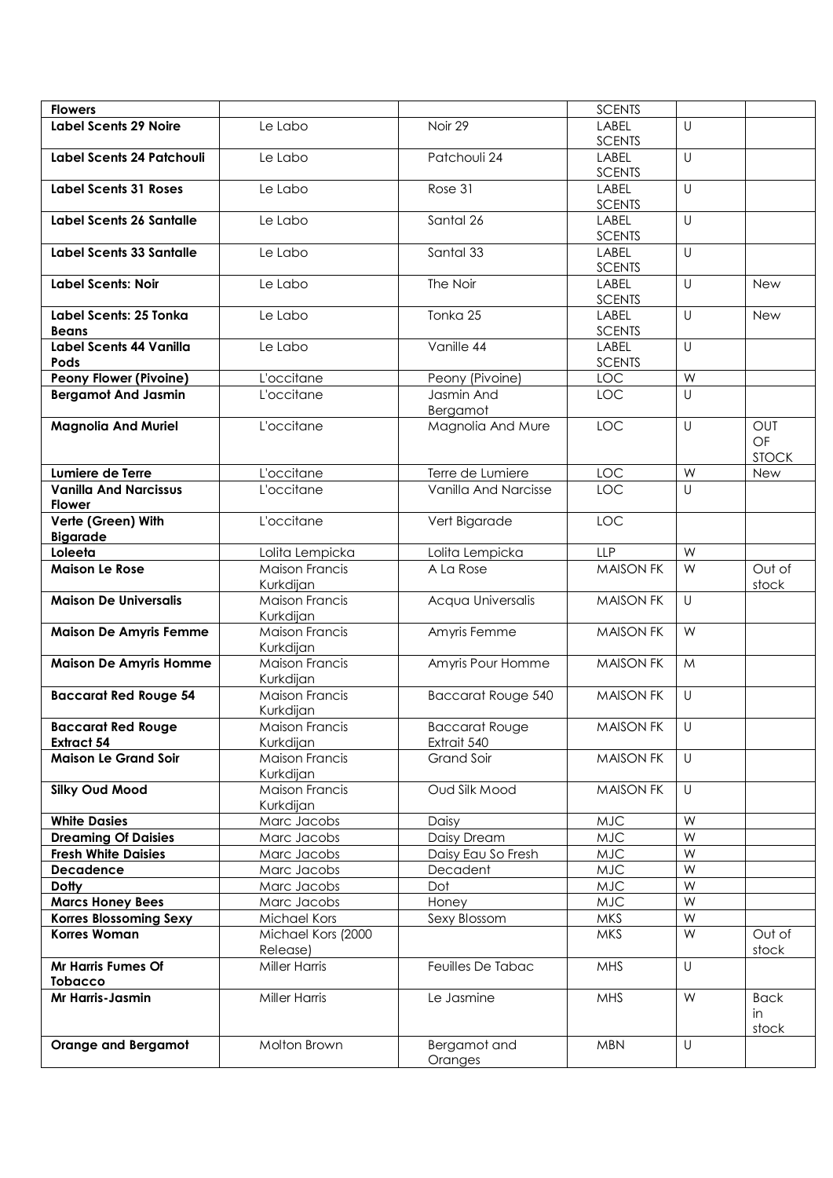| | | | | | |
|---|---|---|---|---|---|
| **Flowers** | | | SCENTS | | |
| **Label Scents 29 Noire** | Le Labo | Noir 29 | LABEL SCENTS | U | |
| **Label Scents 24 Patchouli** | Le Labo | Patchouli 24 | LABEL SCENTS | U | |
| **Label Scents 31 Roses** | Le Labo | Rose 31 | LABEL SCENTS | U | |
| **Label Scents 26 Santalle** | Le Labo | Santal 26 | LABEL SCENTS | U | |
| **Label Scents 33 Santalle** | Le Labo | Santal 33 | LABEL SCENTS | U | |
| **Label Scents: Noir** | Le Labo | The Noir | LABEL SCENTS | U | New |
| **Label Scents: 25 Tonka Beans** | Le Labo | Tonka 25 | LABEL SCENTS | U | New |
| **Label Scents 44 Vanilla Pods** | Le Labo | Vanille 44 | LABEL SCENTS | U | |
| **Peony Flower (Pivoine)** | L'occitane | Peony (Pivoine) | LOC | W | |
| **Bergamot And Jasmin** | L'occitane | Jasmin And Bergamot | LOC | U | |
| **Magnolia And Muriel** | L'occitane | Magnolia And Mure | LOC | U | OUT OF STOCK |
| **Lumiere de Terre** | L'occitane | Terre de Lumiere | LOC | W | New |
| **Vanilla And Narcissus Flower** | L'occitane | Vanilla And Narcisse | LOC | U | |
| **Verte (Green) With Bigarade** | L'occitane | Vert Bigarade | LOC | | |
| **Loleeta** | Lolita Lempicka | Lolita Lempicka | LLP | W | |
| **Maison Le Rose** | Maison Francis Kurkdijan | A La Rose | MAISON FK | W | Out of stock |
| **Maison De Universalis** | Maison Francis Kurkdijan | Acqua Universalis | MAISON FK | U | |
| **Maison De Amyris Femme** | Maison Francis Kurkdijan | Amyris Femme | MAISON FK | W | |
| **Maison De Amyris Homme** | Maison Francis Kurkdijan | Amyris Pour Homme | MAISON FK | M | |
| **Baccarat Red Rouge 54** | Maison Francis Kurkdijan | Baccarat Rouge 540 | MAISON FK | U | |
| **Baccarat Red Rouge Extract 54** | Maison Francis Kurkdijan | Baccarat Rouge Extrait 540 | MAISON FK | U | |
| **Maison Le Grand Soir** | Maison Francis Kurkdijan | Grand Soir | MAISON FK | U | |
| **Silky Oud Mood** | Maison Francis Kurkdijan | Oud Silk Mood | MAISON FK | U | |
| **White Dasies** | Marc Jacobs | Daisy | MJC | W | |
| **Dreaming Of Daisies** | Marc Jacobs | Daisy Dream | MJC | W | |
| **Fresh White Daisies** | Marc Jacobs | Daisy Eau So Fresh | MJC | W | |
| **Decadence** | Marc Jacobs | Decadent | MJC | W | |
| **Dotty** | Marc Jacobs | Dot | MJC | W | |
| **Marcs Honey Bees** | Marc Jacobs | Honey | MJC | W | |
| **Korres Blossoming Sexy** | Michael Kors | Sexy Blossom | MKS | W | |
| **Korres Woman** | Michael Kors (2000 Release) | | MKS | W | Out of stock |
| **Mr Harris Fumes Of Tobacco** | Miller Harris | Feuilles De Tabac | MHS | U | |
| **Mr Harris-Jasmin** | Miller Harris | Le Jasmine | MHS | W | Back in stock |
| **Orange and Bergamot** | Molton Brown | Bergamot and Oranges | MBN | U | |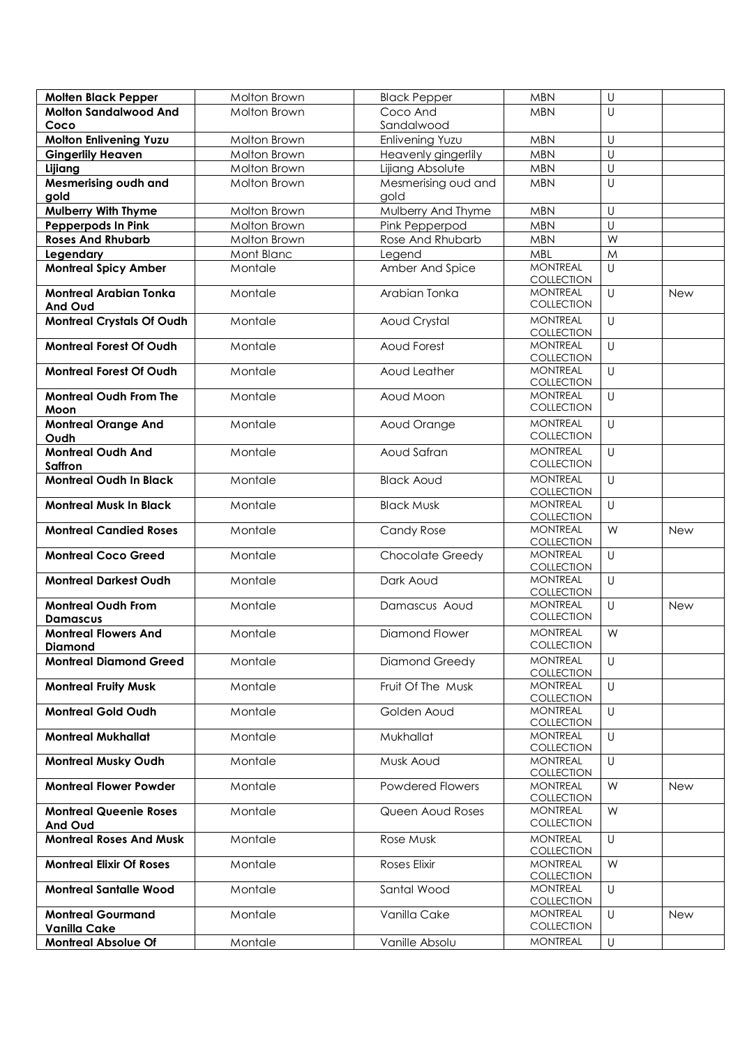| | | | | | |
|---|---|---|---|---|---|
| **Molten Black Pepper** | Molton Brown | Black Pepper | MBN | U | |
| **Molton Sandalwood And Coco** | Molton Brown | Coco And Sandalwood | MBN | U | |
| **Molton Enlivening Yuzu** | Molton Brown | Enlivening Yuzu | MBN | U | |
| **Gingerlily Heaven** | Molton Brown | Heavenly gingerlily | MBN | U | |
| **Lijiang** | Molton Brown | Lijiang Absolute | MBN | U | |
| **Mesmerising oudh and gold** | Molton Brown | Mesmerising oud and gold | MBN | U | |
| **Mulberry With Thyme** | Molton Brown | Mulberry And Thyme | MBN | U | |
| **Pepperpods In Pink** | Molton Brown | Pink Pepperpod | MBN | U | |
| **Roses And Rhubarb** | Molton Brown | Rose And Rhubarb | MBN | W | |
| **Legendary** | Mont Blanc | Legend | MBL | M | |
| **Montreal Spicy Amber** | Montale | Amber And Spice | MONTREAL COLLECTION | U | |
| **Montreal Arabian Tonka And Oud** | Montale | Arabian Tonka | MONTREAL COLLECTION | U | New |
| **Montreal Crystals Of Oudh** | Montale | Aoud Crystal | MONTREAL COLLECTION | U | |
| **Montreal Forest Of Oudh** | Montale | Aoud Forest | MONTREAL COLLECTION | U | |
| **Montreal Forest Of Oudh** | Montale | Aoud Leather | MONTREAL COLLECTION | U | |
| **Montreal Oudh From The Moon** | Montale | Aoud Moon | MONTREAL COLLECTION | U | |
| **Montreal Orange And Oudh** | Montale | Aoud Orange | MONTREAL COLLECTION | U | |
| **Montreal Oudh And Saffron** | Montale | Aoud Safran | MONTREAL COLLECTION | U | |
| **Montreal Oudh In Black** | Montale | Black Aoud | MONTREAL COLLECTION | U | |
| **Montreal Musk In Black** | Montale | Black Musk | MONTREAL COLLECTION | U | |
| **Montreal Candied Roses** | Montale | Candy Rose | MONTREAL COLLECTION | W | New |
| **Montreal Coco Greed** | Montale | Chocolate Greedy | MONTREAL COLLECTION | U | |
| **Montreal Darkest Oudh** | Montale | Dark Aoud | MONTREAL COLLECTION | U | |
| **Montreal Oudh From Damascus** | Montale | Damascus Aoud | MONTREAL COLLECTION | U | New |
| **Montreal Flowers And Diamond** | Montale | Diamond Flower | MONTREAL COLLECTION | W | |
| **Montreal Diamond Greed** | Montale | Diamond Greedy | MONTREAL COLLECTION | U | |
| **Montreal Fruity Musk** | Montale | Fruit Of The Musk | MONTREAL COLLECTION | U | |
| **Montreal Gold Oudh** | Montale | Golden Aoud | MONTREAL COLLECTION | U | |
| **Montreal Mukhallat** | Montale | Mukhallat | MONTREAL COLLECTION | U | |
| **Montreal Musky Oudh** | Montale | Musk Aoud | MONTREAL COLLECTION | U | |
| **Montreal Flower Powder** | Montale | Powdered Flowers | MONTREAL COLLECTION | W | New |
| **Montreal Queenie Roses And Oud** | Montale | Queen Aoud Roses | MONTREAL COLLECTION | W | |
| **Montreal Roses And Musk** | Montale | Rose Musk | MONTREAL COLLECTION | U | |
| **Montreal Elixir Of Roses** | Montale | Roses Elixir | MONTREAL COLLECTION | W | |
| **Montreal Santalle Wood** | Montale | Santal Wood | MONTREAL COLLECTION | U | |
| **Montreal Gourmand Vanilla Cake** | Montale | Vanilla Cake | MONTREAL COLLECTION | U | New |
| **Montreal Absolue Of** | Montale | Vanille Absolu | MONTREAL | U | |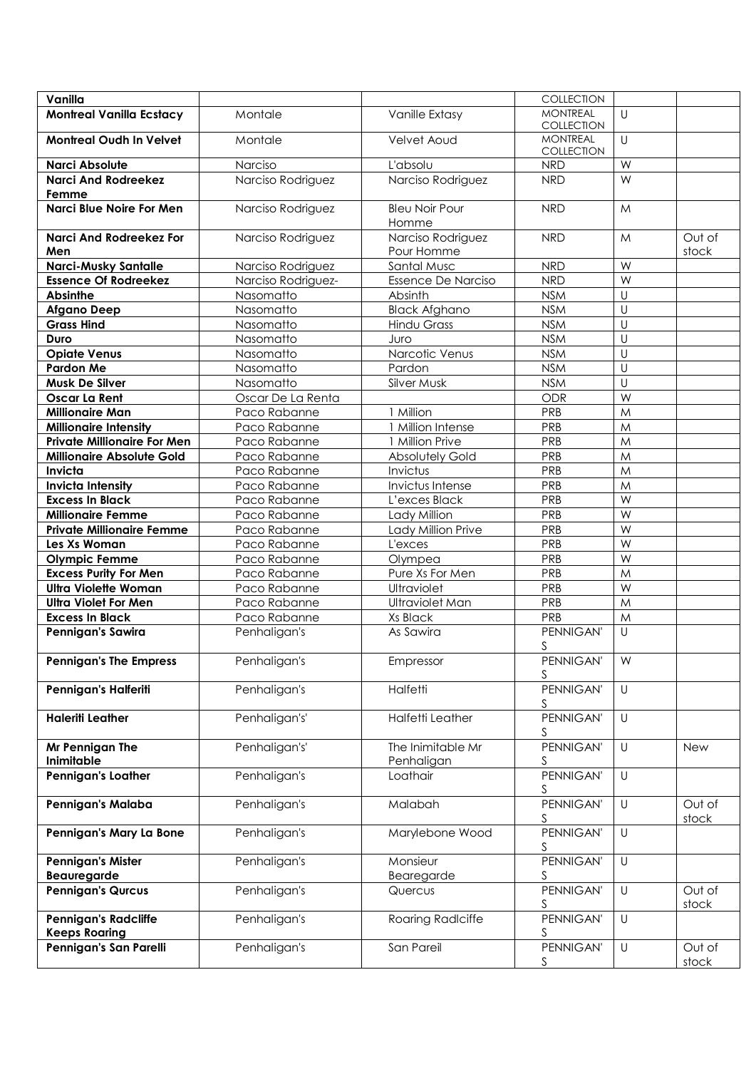| | | | | | |
|---|---|---|---|---|---|
| **Vanilla** | | | COLLECTION | | |
| **Montreal Vanilla Ecstacy** | Montale | Vanille Extasy | MONTREAL COLLECTION | U | |
| **Montreal Oudh In Velvet** | Montale | Velvet Aoud | MONTREAL COLLECTION | U | |
| **Narci Absolute** | Narciso | L'absolu | NRD | W | |
| **Narci And Rodreekez Femme** | Narciso Rodriguez | Narciso Rodriguez | NRD | W | |
| **Narci Blue Noire For Men** | Narciso Rodriguez | Bleu Noir Pour Homme | NRD | M | |
| **Narci And Rodreekez For Men** | Narciso Rodriguez | Narciso Rodriguez Pour Homme | NRD | M | Out of stock |
| **Narci-Musky Santalle** | Narciso Rodriguez | Santal Musc | NRD | W | |
| **Essence Of Rodreekez** | Narciso Rodriguez- | Essence De Narciso | NRD | W | |
| **Absinthe** | Nasomatto | Absinth | NSM | U | |
| **Afgano Deep** | Nasomatto | Black Afghano | NSM | U | |
| **Grass Hind** | Nasomatto | Hindu Grass | NSM | U | |
| **Duro** | Nasomatto | Juro | NSM | U | |
| **Opiate Venus** | Nasomatto | Narcotic Venus | NSM | U | |
| **Pardon Me** | Nasomatto | Pardon | NSM | U | |
| **Musk De Silver** | Nasomatto | Silver Musk | NSM | U | |
| **Oscar La Rent** | Oscar De La Renta | | ODR | W | |
| **Millionaire Man** | Paco Rabanne | 1 Million | PRB | M | |
| **Millionaire Intensity** | Paco Rabanne | 1 Million Intense | PRB | M | |
| **Private Millionaire For Men** | Paco Rabanne | 1 Million Prive | PRB | M | |
| **Millionaire Absolute Gold** | Paco Rabanne | Absolutely Gold | PRB | M | |
| **Invicta** | Paco Rabanne | Invictus | PRB | M | |
| **Invicta Intensity** | Paco Rabanne | Invictus Intense | PRB | M | |
| **Excess In Black** | Paco Rabanne | L'exces Black | PRB | W | |
| **Millionaire Femme** | Paco Rabanne | Lady Million | PRB | W | |
| **Private Millionaire Femme** | Paco Rabanne | Lady Million Prive | PRB | W | |
| **Les Xs Woman** | Paco Rabanne | L'exces | PRB | W | |
| **Olympic Femme** | Paco Rabanne | Olympea | PRB | W | |
| **Excess Purity For Men** | Paco Rabanne | Pure Xs For Men | PRB | M | |
| **Ultra Violette Woman** | Paco Rabanne | Ultraviolet | PRB | W | |
| **Ultra Violet For Men** | Paco Rabanne | Ultraviolet Man | PRB | M | |
| **Excess In Black** | Paco Rabanne | Xs Black | PRB | M | |
| **Pennigan's Sawira** | Penhaligan's | As Sawira | PENNIGAN'S | U | |
| **Pennigan's The Empress** | Penhaligan's | Empressor | PENNIGAN'S | W | |
| **Pennigan's Halferiti** | Penhaligan's | Halfetti | PENNIGAN'S | U | |
| **Haleriti Leather** | Penhaligan's' | Halfetti Leather | PENNIGAN'S | U | |
| **Mr Pennigan The Inimitable** | Penhaligan's' | The Inimitable Mr Penhaligan | PENNIGAN'S | U | New |
| **Pennigan's Loather** | Penhaligan's | Loathair | PENNIGAN'S | U | |
| **Pennigan's Malaba** | Penhaligan's | Malabah | PENNIGAN'S | U | Out of stock |
| **Pennigan's Mary La Bone** | Penhaligan's | Marylebone Wood | PENNIGAN'S | U | |
| **Pennigan's Mister Beauregarde** | Penhaligan's | Monsieur Bearegarde | PENNIGAN'S | U | |
| **Pennigan's Qurcus** | Penhaligan's | Quercus | PENNIGAN'S | U | Out of stock |
| **Pennigan's Radcliffe Keeps Roaring** | Penhaligan's | Roaring Radlciffe | PENNIGAN'S | U | |
| **Pennigan's San Parelli** | Penhaligan's | San Pareil | PENNIGAN'S | U | Out of stock |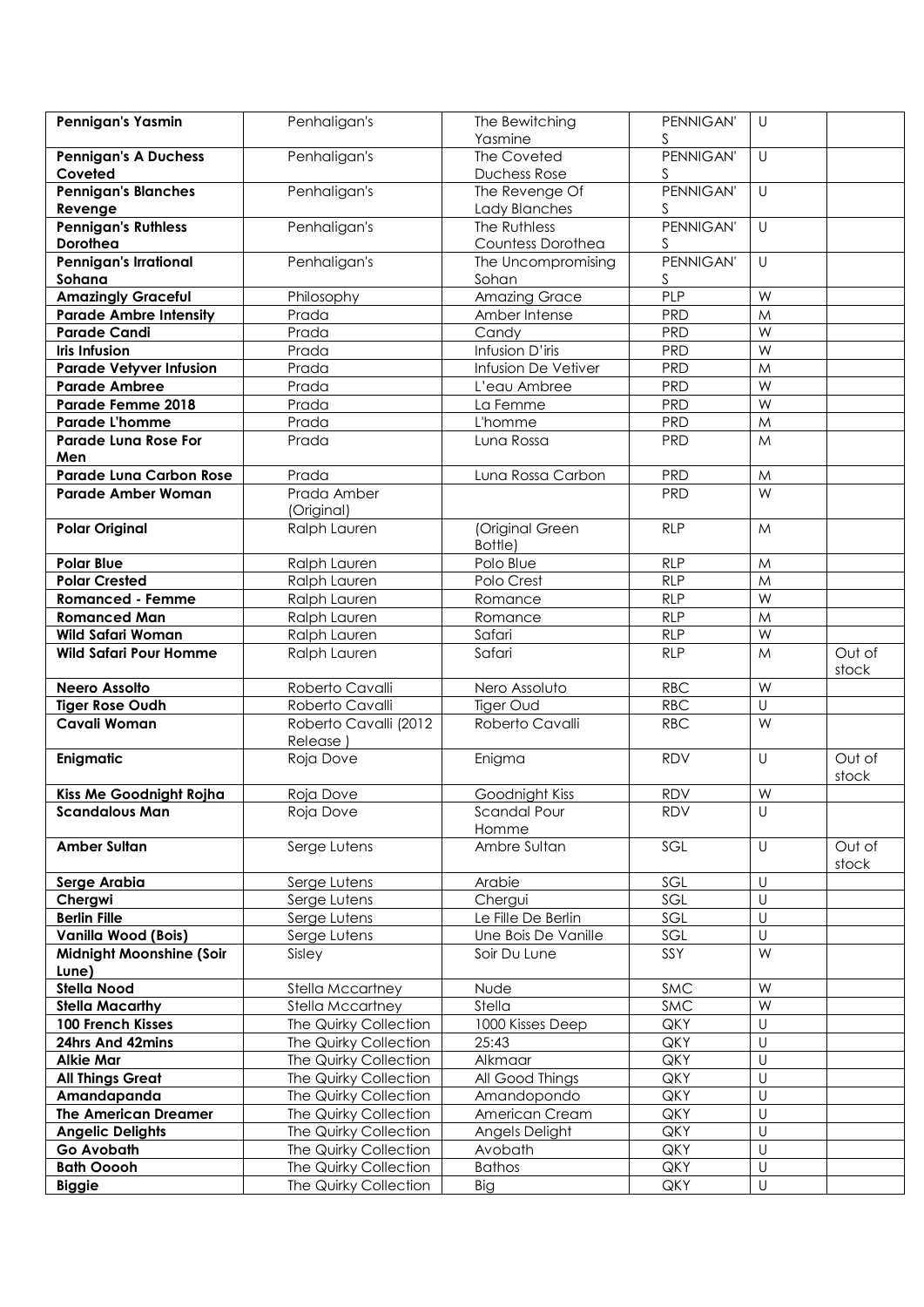| | | | | | |
|---|---|---|---|---|---|
| **Pennigan's Yasmin** | Penhaligan's | The Bewitching Yasmine | PENNIGAN'S | U | |
| **Pennigan's A Duchess Coveted** | Penhaligan's | The Coveted Duchess Rose | PENNIGAN'S | U | |
| **Pennigan's Blanches Revenge** | Penhaligan's | The Revenge Of Lady Blanches | PENNIGAN'S | U | |
| **Pennigan's Ruthless Dorothea** | Penhaligan's | The Ruthless Countess Dorothea | PENNIGAN'S | U | |
| **Pennigan's Irrational Sohana** | Penhaligan's | The Uncompromising Sohan | PENNIGAN'S | U | |
| **Amazingly Graceful** | Philosophy | Amazing Grace | PLP | W | |
| **Parade Ambre Intensity** | Prada | Amber Intense | PRD | M | |
| **Parade Candi** | Prada | Candy | PRD | W | |
| **Iris Infusion** | Prada | Infusion D'iris | PRD | W | |
| **Parade Vetyver Infusion** | Prada | Infusion De Vetiver | PRD | M | |
| **Parade Ambree** | Prada | L'eau Ambree | PRD | W | |
| **Parade Femme 2018** | Prada | La Femme | PRD | W | |
| **Parade L'homme** | Prada | L'homme | PRD | M | |
| **Parade Luna Rose For Men** | Prada | Luna Rossa | PRD | M | |
| **Parade Luna Carbon Rose** | Prada | Luna Rossa Carbon | PRD | M | |
| **Parade Amber Woman** | Prada Amber (Original) | | PRD | W | |
| **Polar Original** | Ralph Lauren | (Original Green Bottle) | RLP | M | |
| **Polar Blue** | Ralph Lauren | Polo Blue | RLP | M | |
| **Polar Crested** | Ralph Lauren | Polo Crest | RLP | M | |
| **Romanced - Femme** | Ralph Lauren | Romance | RLP | W | |
| **Romanced Man** | Ralph Lauren | Romance | RLP | M | |
| **Wild Safari Woman** | Ralph Lauren | Safari | RLP | W | |
| **Wild Safari Pour Homme** | Ralph Lauren | Safari | RLP | M | Out of stock |
| **Neero Assolto** | Roberto Cavalli | Nero Assoluto | RBC | W | |
| **Tiger Rose Oudh** | Roberto Cavalli | Tiger Oud | RBC | U | |
| **Cavali Woman** | Roberto Cavalli (2012 Release ) | Roberto Cavalli | RBC | W | |
| **Enigmatic** | Roja Dove | Enigma | RDV | U | Out of stock |
| **Kiss Me Goodnight Rojha** | Roja Dove | Goodnight Kiss | RDV | W | |
| **Scandalous Man** | Roja Dove | Scandal Pour Homme | RDV | U | |
| **Amber Sultan** | Serge Lutens | Ambre Sultan | SGL | U | Out of stock |
| **Serge Arabia** | Serge Lutens | Arabie | SGL | U | |
| **Chergwi** | Serge Lutens | Chergui | SGL | U | |
| **Berlin Fille** | Serge Lutens | Le Fille De Berlin | SGL | U | |
| **Vanilla Wood (Bois)** | Serge Lutens | Une Bois De Vanille | SGL | U | |
| **Midnight Moonshine (Soir Lune)** | Sisley | Soir Du Lune | SSY | W | |
| **Stella Nood** | Stella Mccartney | Nude | SMC | W | |
| **Stella Macarthy** | Stella Mccartney | Stella | SMC | W | |
| **100 French Kisses** | The Quirky Collection | 1000 Kisses Deep | QKY | U | |
| **24hrs And 42mins** | The Quirky Collection | 25:43 | QKY | U | |
| **Alkie Mar** | The Quirky Collection | Alkmaar | QKY | U | |
| **All Things Great** | The Quirky Collection | All Good Things | QKY | U | |
| **Amandapanda** | The Quirky Collection | Amandopondo | QKY | U | |
| **The American Dreamer** | The Quirky Collection | American Cream | QKY | U | |
| **Angelic Delights** | The Quirky Collection | Angels Delight | QKY | U | |
| **Go Avobath** | The Quirky Collection | Avobath | QKY | U | |
| **Bath Ooooh** | The Quirky Collection | Bathos | QKY | U | |
| **Biggie** | The Quirky Collection | Big | QKY | U | |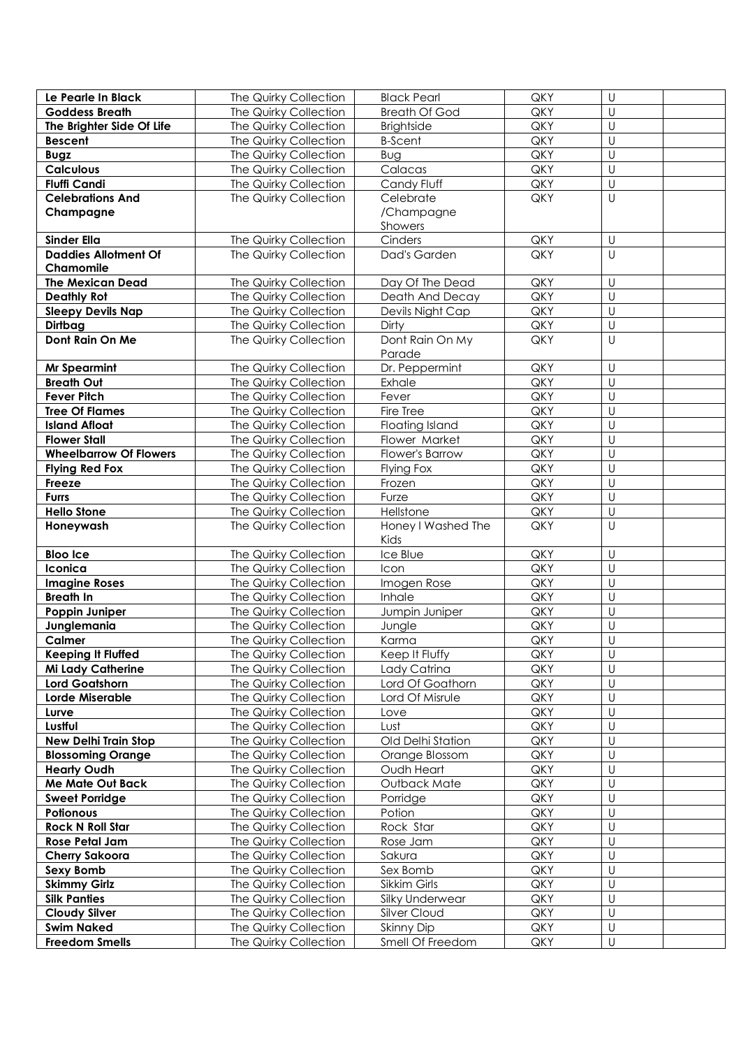| | | | | | |
|---|---|---|---|---|---|
| **Le Pearle In Black** | The Quirky Collection | Black Pearl | QKY | U | |
| **Goddess Breath** | The Quirky Collection | Breath Of God | QKY | U | |
| **The Brighter Side Of Life** | The Quirky Collection | Brightside | QKY | U | |
| **Bescent** | The Quirky Collection | B-Scent | QKY | U | |
| **Bugz** | The Quirky Collection | Bug | QKY | U | |
| **Calculous** | The Quirky Collection | Calacas | QKY | U | |
| **Fluffi Candi** | The Quirky Collection | Candy Fluff | QKY | U | |
| **Celebrations And Champagne** | The Quirky Collection | Celebrate /Champagne Showers | QKY | U | |
| **Sinder Ella** | The Quirky Collection | Cinders | QKY | U | |
| **Daddies Allotment Of Chamomile** | The Quirky Collection | Dad's Garden | QKY | U | |
| **The Mexican Dead** | The Quirky Collection | Day Of The Dead | QKY | U | |
| **Deathly Rot** | The Quirky Collection | Death And Decay | QKY | U | |
| **Sleepy Devils Nap** | The Quirky Collection | Devils Night Cap | QKY | U | |
| **Dirtbag** | The Quirky Collection | Dirty | QKY | U | |
| **Dont Rain On Me** | The Quirky Collection | Dont Rain On My Parade | QKY | U | |
| **Mr Spearmint** | The Quirky Collection | Dr. Peppermint | QKY | U | |
| **Breath Out** | The Quirky Collection | Exhale | QKY | U | |
| **Fever Pitch** | The Quirky Collection | Fever | QKY | U | |
| **Tree Of Flames** | The Quirky Collection | Fire Tree | QKY | U | |
| **Island Afloat** | The Quirky Collection | Floating Island | QKY | U | |
| **Flower Stall** | The Quirky Collection | Flower Market | QKY | U | |
| **Wheelbarrow Of Flowers** | The Quirky Collection | Flower's Barrow | QKY | U | |
| **Flying Red Fox** | The Quirky Collection | Flying Fox | QKY | U | |
| **Freeze** | The Quirky Collection | Frozen | QKY | U | |
| **Furrs** | The Quirky Collection | Furze | QKY | U | |
| **Hello Stone** | The Quirky Collection | Hellstone | QKY | U | |
| **Honeywash** | The Quirky Collection | Honey I Washed The Kids | QKY | U | |
| **Bloo Ice** | The Quirky Collection | Ice Blue | QKY | U | |
| **Iconica** | The Quirky Collection | Icon | QKY | U | |
| **Imagine Roses** | The Quirky Collection | Imogen Rose | QKY | U | |
| **Breath In** | The Quirky Collection | Inhale | QKY | U | |
| **Poppin Juniper** | The Quirky Collection | Jumpin Juniper | QKY | U | |
| **Junglemania** | The Quirky Collection | Jungle | QKY | U | |
| **Calmer** | The Quirky Collection | Karma | QKY | U | |
| **Keeping It Fluffed** | The Quirky Collection | Keep It Fluffy | QKY | U | |
| **Mi Lady Catherine** | The Quirky Collection | Lady Catrina | QKY | U | |
| **Lord Goatshorn** | The Quirky Collection | Lord Of Goathorn | QKY | U | |
| **Lorde Miserable** | The Quirky Collection | Lord Of Misrule | QKY | U | |
| **Lurve** | The Quirky Collection | Love | QKY | U | |
| **Lustful** | The Quirky Collection | Lust | QKY | U | |
| **New Delhi Train Stop** | The Quirky Collection | Old Delhi Station | QKY | U | |
| **Blossoming Orange** | The Quirky Collection | Orange Blossom | QKY | U | |
| **Hearty Oudh** | The Quirky Collection | Oudh Heart | QKY | U | |
| **Me Mate Out Back** | The Quirky Collection | Outback Mate | QKY | U | |
| **Sweet Porridge** | The Quirky Collection | Porridge | QKY | U | |
| **Potionous** | The Quirky Collection | Potion | QKY | U | |
| **Rock N Roll Star** | The Quirky Collection | Rock Star | QKY | U | |
| **Rose Petal Jam** | The Quirky Collection | Rose Jam | QKY | U | |
| **Cherry Sakoora** | The Quirky Collection | Sakura | QKY | U | |
| **Sexy Bomb** | The Quirky Collection | Sex Bomb | QKY | U | |
| **Skimmy Girlz** | The Quirky Collection | Sikkim Girls | QKY | U | |
| **Silk Panties** | The Quirky Collection | Silky Underwear | QKY | U | |
| **Cloudy Silver** | The Quirky Collection | Silver Cloud | QKY | U | |
| **Swim Naked** | The Quirky Collection | Skinny Dip | QKY | U | |
| **Freedom Smells** | The Quirky Collection | Smell Of Freedom | QKY | U | |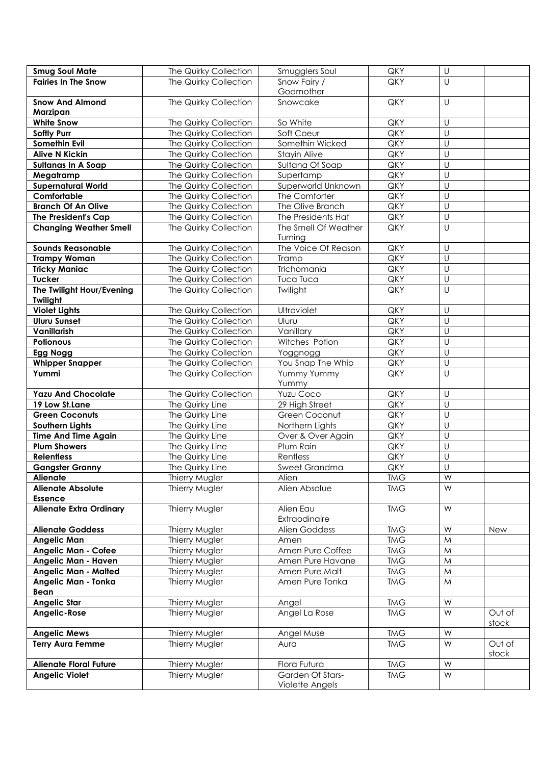| | | | | | |
|---|---|---|---|---|---|
| **Smug Soul Mate** | The Quirky Collection | Smugglers Soul | QKY | U | |
| **Fairies In The Snow** | The Quirky Collection | Snow Fairy / Godmother | QKY | U | |
| **Snow And Almond Marzipan** | The Quirky Collection | Snowcake | QKY | U | |
| **White Snow** | The Quirky Collection | So White | QKY | U | |
| **Softly Purr** | The Quirky Collection | Soft Coeur | QKY | U | |
| **Somethin Evil** | The Quirky Collection | Somethin Wicked | QKY | U | |
| **Alive N Kickin** | The Quirky Collection | Stayin Alive | QKY | U | |
| **Sultanas In A Soap** | The Quirky Collection | Sultana Of Soap | QKY | U | |
| **Megatramp** | The Quirky Collection | Supertamp | QKY | U | |
| **Supernatural World** | The Quirky Collection | Superworld Unknown | QKY | U | |
| **Comfortable** | The Quirky Collection | The Comforter | QKY | U | |
| **Branch Of An Olive** | The Quirky Collection | The Olive Branch | QKY | U | |
| **The President's Cap** | The Quirky Collection | The Presidents Hat | QKY | U | |
| **Changing Weather Smell** | The Quirky Collection | The Smell Of Weather Turning | QKY | U | |
| **Sounds Reasonable** | The Quirky Collection | The Voice Of Reason | QKY | U | |
| **Trampy Woman** | The Quirky Collection | Tramp | QKY | U | |
| **Tricky Maniac** | The Quirky Collection | Trichomania | QKY | U | |
| **Tucker** | The Quirky Collection | Tuca Tuca | QKY | U | |
| **The Twilight Hour/Evening Twilight** | The Quirky Collection | Twilight | QKY | U | |
| **Violet Lights** | The Quirky Collection | Ultraviolet | QKY | U | |
| **Uluru Sunset** | The Quirky Collection | Uluru | QKY | U | |
| **Vanillarish** | The Quirky Collection | Vanillary | QKY | U | |
| **Potionous** | The Quirky Collection | Witches Potion | QKY | U | |
| **Egg Nogg** | The Quirky Collection | Yoggnogg | QKY | U | |
| **Whipper Snapper** | The Quirky Collection | You Snap The Whip | QKY | U | |
| **Yummi** | The Quirky Collection | Yummy Yummy Yummy | QKY | U | |
| **Yazu And Chocolate** | The Quirky Collection | Yuzu Coco | QKY | U | |
| **19 Low St.Lane** | The Quirky Line | 29 High Street | QKY | U | |
| **Green Coconuts** | The Quirky Line | Green Coconut | QKY | U | |
| **Southern Lights** | The Quirky Line | Northern Lights | QKY | U | |
| **Time And Time Again** | The Quirky Line | Over & Over Again | QKY | U | |
| **Plum Showers** | The Quirky Line | Plum Rain | QKY | U | |
| **Relentless** | The Quirky Line | Rentless | QKY | U | |
| **Gangster Granny** | The Quirky Line | Sweet Grandma | QKY | U | |
| **Alienate** | Thierry Mugler | Alien | TMG | W | |
| **Alienate Absolute Essence** | Thierry Mugler | Alien Absolue | TMG | W | |
| **Alienate Extra Ordinary** | Thierry Mugler | Alien Eau Extraodinaire | TMG | W | |
| **Alienate Goddess** | Thierry Mugler | Alien Goddess | TMG | W | New |
| **Angelic Man** | Thierry Mugler | Amen | TMG | M | |
| **Angelic Man - Cofee** | Thierry Mugler | Amen Pure Coffee | TMG | M | |
| **Angelic Man - Haven** | Thierry Mugler | Amen Pure Havane | TMG | M | |
| **Angelic Man - Malted** | Thierry Mugler | Amen Pure Malt | TMG | M | |
| **Angelic Man - Tonka Bean** | Thierry Mugler | Amen Pure Tonka | TMG | M | |
| **Angelic Star** | Thierry Mugler | Angel | TMG | W | |
| **Angelic-Rose** | Thierry Mugler | Angel La Rose | TMG | W | Out of stock |
| **Angelic Mews** | Thierry Mugler | Angel Muse | TMG | W | |
| **Terry Aura Femme** | Thierry Mugler | Aura | TMG | W | Out of stock |
| **Alienate Floral Future** | Thierry Mugler | Flora Futura | TMG | W | |
| **Angelic Violet** | Thierry Mugler | Garden Of Stars-Violette Angels | TMG | W | |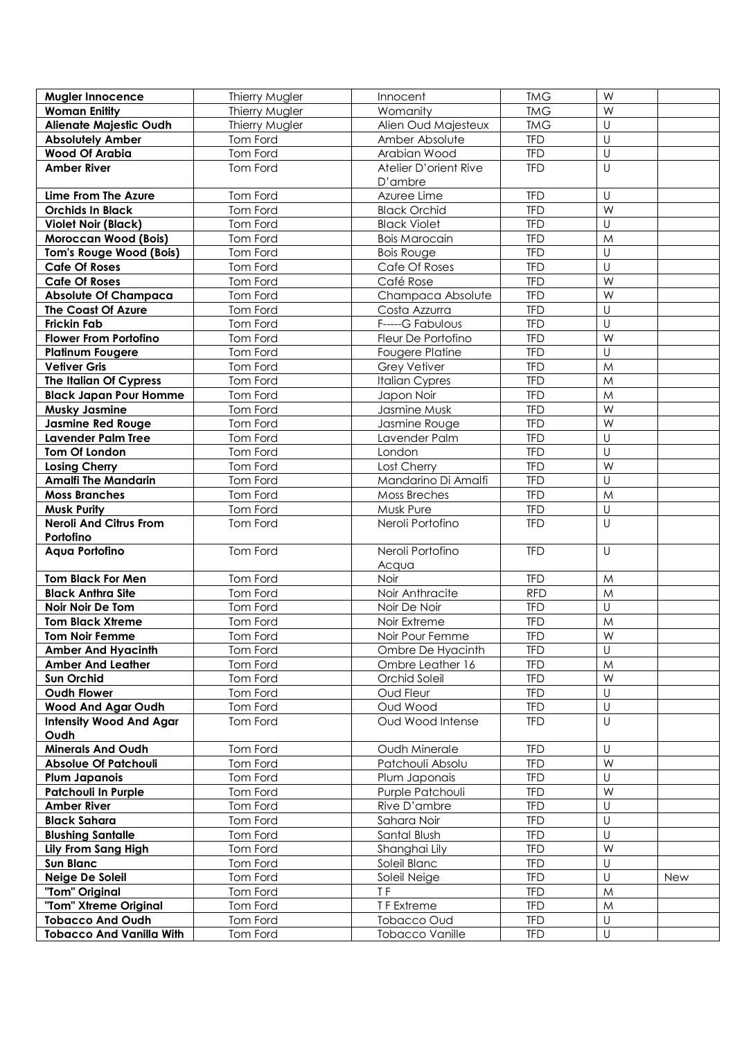| | | | | | |
|---|---|---|---|---|---|
| **Mugler Innocence** | Thierry Mugler | Innocent | TMG | W | |
| **Woman Enitity** | Thierry Mugler | Womanity | TMG | W | |
| **Alienate Majestic Oudh** | Thierry Mugler | Alien Oud Majesteux | TMG | U | |
| **Absolutely Amber** | Tom Ford | Amber Absolute | TFD | U | |
| **Wood Of Arabia** | Tom Ford | Arabian Wood | TFD | U | |
| **Amber River** | Tom Ford | Atelier D'orient Rive D'ambre | TFD | U | |
| **Lime From The Azure** | Tom Ford | Azuree Lime | TFD | U | |
| **Orchids In Black** | Tom Ford | Black Orchid | TFD | W | |
| **Violet Noir (Black)** | Tom Ford | Black Violet | TFD | U | |
| **Moroccan Wood (Bois)** | Tom Ford | Bois Marocain | TFD | M | |
| **Tom's Rouge Wood (Bois)** | Tom Ford | Bois Rouge | TFD | U | |
| **Cafe Of Roses** | Tom Ford | Cafe Of Roses | TFD | U | |
| **Cafe Of Roses** | Tom Ford | Café Rose | TFD | W | |
| **Absolute Of Champaca** | Tom Ford | Champaca Absolute | TFD | W | |
| **The Coast Of Azure** | Tom Ford | Costa Azzurra | TFD | U | |
| **Frickin Fab** | Tom Ford | F-----G Fabulous | TFD | U | |
| **Flower From Portofino** | Tom Ford | Fleur De Portofino | TFD | W | |
| **Platinum Fougere** | Tom Ford | Fougere Platine | TFD | U | |
| **Vetiver Gris** | Tom Ford | Grey Vetiver | TFD | M | |
| **The Italian Of Cypress** | Tom Ford | Italian Cypres | TFD | M | |
| **Black Japan Pour Homme** | Tom Ford | Japon Noir | TFD | M | |
| **Musky Jasmine** | Tom Ford | Jasmine Musk | TFD | W | |
| **Jasmine Red Rouge** | Tom Ford | Jasmine Rouge | TFD | W | |
| **Lavender Palm Tree** | Tom Ford | Lavender Palm | TFD | U | |
| **Tom Of London** | Tom Ford | London | TFD | U | |
| **Losing Cherry** | Tom Ford | Lost Cherry | TFD | W | |
| **Amalfi The Mandarin** | Tom Ford | Mandarino Di Amalfi | TFD | U | |
| **Moss Branches** | Tom Ford | Moss Breches | TFD | M | |
| **Musk Purity** | Tom Ford | Musk Pure | TFD | U | |
| **Neroli And Citrus From Portofino** | Tom Ford | Neroli Portofino | TFD | U | |
| **Aqua Portofino** | Tom Ford | Neroli Portofino Acqua | TFD | U | |
| **Tom Black For Men** | Tom Ford | Noir | TFD | M | |
| **Black Anthra Site** | Tom Ford | Noir Anthracite | RFD | M | |
| **Noir Noir De Tom** | Tom Ford | Noir De Noir | TFD | U | |
| **Tom Black Xtreme** | Tom Ford | Noir Extreme | TFD | M | |
| **Tom Noir Femme** | Tom Ford | Noir Pour Femme | TFD | W | |
| **Amber And Hyacinth** | Tom Ford | Ombre De Hyacinth | TFD | U | |
| **Amber And Leather** | Tom Ford | Ombre Leather 16 | TFD | M | |
| **Sun Orchid** | Tom Ford | Orchid Soleil | TFD | W | |
| **Oudh Flower** | Tom Ford | Oud Fleur | TFD | U | |
| **Wood And Agar Oudh** | Tom Ford | Oud Wood | TFD | U | |
| **Intensity Wood And Agar Oudh** | Tom Ford | Oud Wood Intense | TFD | U | |
| **Minerals And Oudh** | Tom Ford | Oudh Minerale | TFD | U | |
| **Absolue Of Patchouli** | Tom Ford | Patchouli Absolu | TFD | W | |
| **Plum Japanois** | Tom Ford | Plum Japonais | TFD | U | |
| **Patchouli In Purple** | Tom Ford | Purple Patchouli | TFD | W | |
| **Amber River** | Tom Ford | Rive D'ambre | TFD | U | |
| **Black Sahara** | Tom Ford | Sahara Noir | TFD | U | |
| **Blushing Santalle** | Tom Ford | Santal Blush | TFD | U | |
| **Lily From Sang High** | Tom Ford | Shanghai Lily | TFD | W | |
| **Sun Blanc** | Tom Ford | Soleil Blanc | TFD | U | |
| **Neige De Soleil** | Tom Ford | Soleil Neige | TFD | U | New |
| **"Tom" Original** | Tom Ford | T F | TFD | M | |
| **"Tom" Xtreme Original** | Tom Ford | T F Extreme | TFD | M | |
| **Tobacco And Oudh** | Tom Ford | Tobacco Oud | TFD | U | |
| **Tobacco And Vanilla With** | Tom Ford | Tobacco Vanille | TFD | U | |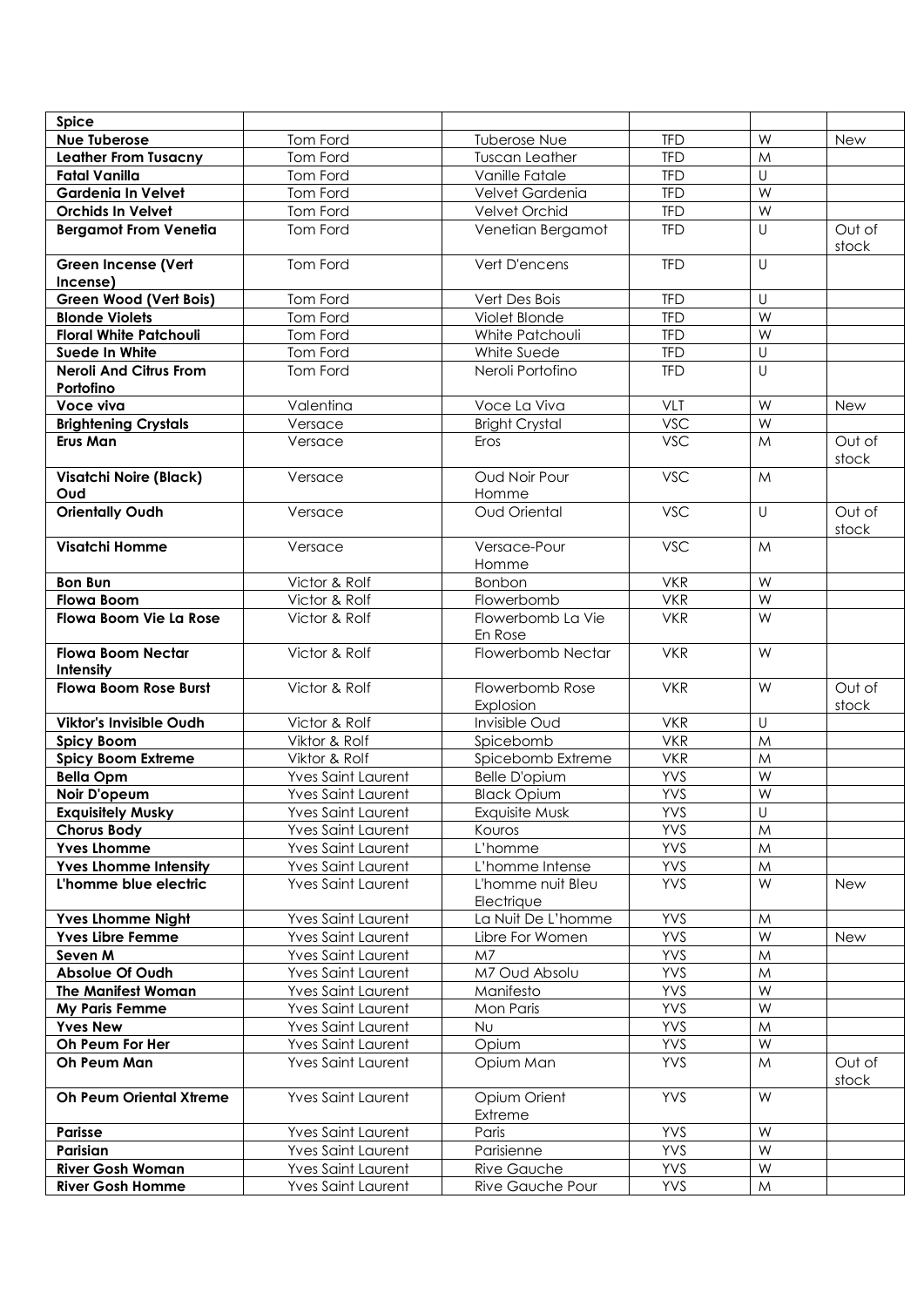| Spice | | | | | |
|---|---|---|---|---|---|
| **Nue Tuberose** | Tom Ford | Tuberose Nue | TFD | W | New |
| **Leather From Tusacny** | Tom Ford | Tuscan Leather | TFD | M | |
| **Fatal Vanilla** | Tom Ford | Vanille Fatale | TFD | U | |
| **Gardenia In Velvet** | Tom Ford | Velvet Gardenia | TFD | W | |
| **Orchids In Velvet** | Tom Ford | Velvet Orchid | TFD | W | |
| **Bergamot From Venetia** | Tom Ford | Venetian Bergamot | TFD | U | Out of stock |
| **Green Incense (Vert Incense)** | Tom Ford | Vert D'encens | TFD | U | |
| **Green Wood (Vert Bois)** | Tom Ford | Vert Des Bois | TFD | U | |
| **Blonde Violets** | Tom Ford | Violet Blonde | TFD | W | |
| **Floral White Patchouli** | Tom Ford | White Patchouli | TFD | W | |
| **Suede In White** | Tom Ford | White Suede | TFD | U | |
| **Neroli And Citrus From Portofino** | Tom Ford | Neroli Portofino | TFD | U | |
| **Voce viva** | Valentina | Voce La Viva | VLT | W | New |
| **Brightening Crystals** | Versace | Bright Crystal | VSC | W | |
| **Erus Man** | Versace | Eros | VSC | M | Out of stock |
| **Visatchi Noire (Black) Oud** | Versace | Oud Noir Pour Homme | VSC | M | |
| **Orientally Oudh** | Versace | Oud Oriental | VSC | U | Out of stock |
| **Visatchi Homme** | Versace | Versace-Pour Homme | VSC | M | |
| **Bon Bun** | Victor & Rolf | Bonbon | VKR | W | |
| **Flowa Boom** | Victor & Rolf | Flowerbomb | VKR | W | |
| **Flowa Boom Vie La Rose** | Victor & Rolf | Flowerbomb La Vie En Rose | VKR | W | |
| **Flowa Boom Nectar Intensity** | Victor & Rolf | Flowerbomb Nectar | VKR | W | |
| **Flowa Boom Rose Burst** | Victor & Rolf | Flowerbomb Rose Explosion | VKR | W | Out of stock |
| **Viktor's Invisible Oudh** | Victor & Rolf | Invisible Oud | VKR | U | |
| **Spicy Boom** | Viktor & Rolf | Spicebomb | VKR | M | |
| **Spicy Boom Extreme** | Viktor & Rolf | Spicebomb Extreme | VKR | M | |
| **Bella Opm** | Yves Saint Laurent | Belle D'opium | YVS | W | |
| **Noir D'opeum** | Yves Saint Laurent | Black Opium | YVS | W | |
| **Exquisitely Musky** | Yves Saint Laurent | Exquisite Musk | YVS | U | |
| **Chorus Body** | Yves Saint Laurent | Kouros | YVS | M | |
| **Yves Lhomme** | Yves Saint Laurent | L'homme | YVS | M | |
| **Yves Lhomme Intensity** | Yves Saint Laurent | L'homme Intense | YVS | M | |
| **L'homme blue electric** | Yves Saint Laurent | L'homme nuit Bleu Electrique | YVS | W | New |
| **Yves Lhomme Night** | Yves Saint Laurent | La Nuit De L'homme | YVS | M | |
| **Yves Libre Femme** | Yves Saint Laurent | Libre For Women | YVS | W | New |
| **Seven M** | Yves Saint Laurent | M7 | YVS | M | |
| **Absolue Of Oudh** | Yves Saint Laurent | M7 Oud Absolu | YVS | M | |
| **The Manifest Woman** | Yves Saint Laurent | Manifesto | YVS | W | |
| **My Paris Femme** | Yves Saint Laurent | Mon Paris | YVS | W | |
| **Yves New** | Yves Saint Laurent | Nu | YVS | M | |
| **Oh Peum For Her** | Yves Saint Laurent | Opium | YVS | W | |
| **Oh Peum Man** | Yves Saint Laurent | Opium Man | YVS | M | Out of stock |
| **Oh Peum Oriental Xtreme** | Yves Saint Laurent | Opium Orient Extreme | YVS | W | |
| **Parisse** | Yves Saint Laurent | Paris | YVS | W | |
| **Parisian** | Yves Saint Laurent | Parisienne | YVS | W | |
| **River Gosh Woman** | Yves Saint Laurent | Rive Gauche | YVS | W | |
| **River Gosh Homme** | Yves Saint Laurent | Rive Gauche Pour | YVS | M | |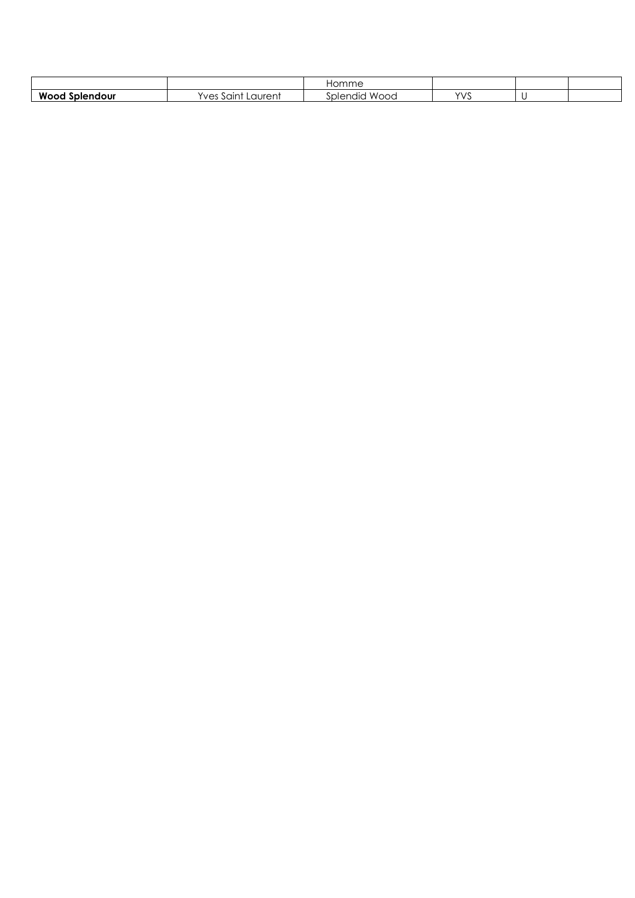| | | | | | |
|---|---|---|---|---|---|
| | | Homme | | | |
| **Wood Splendour** | Yves Saint Laurent | Splendid Wood | YVS | U | |